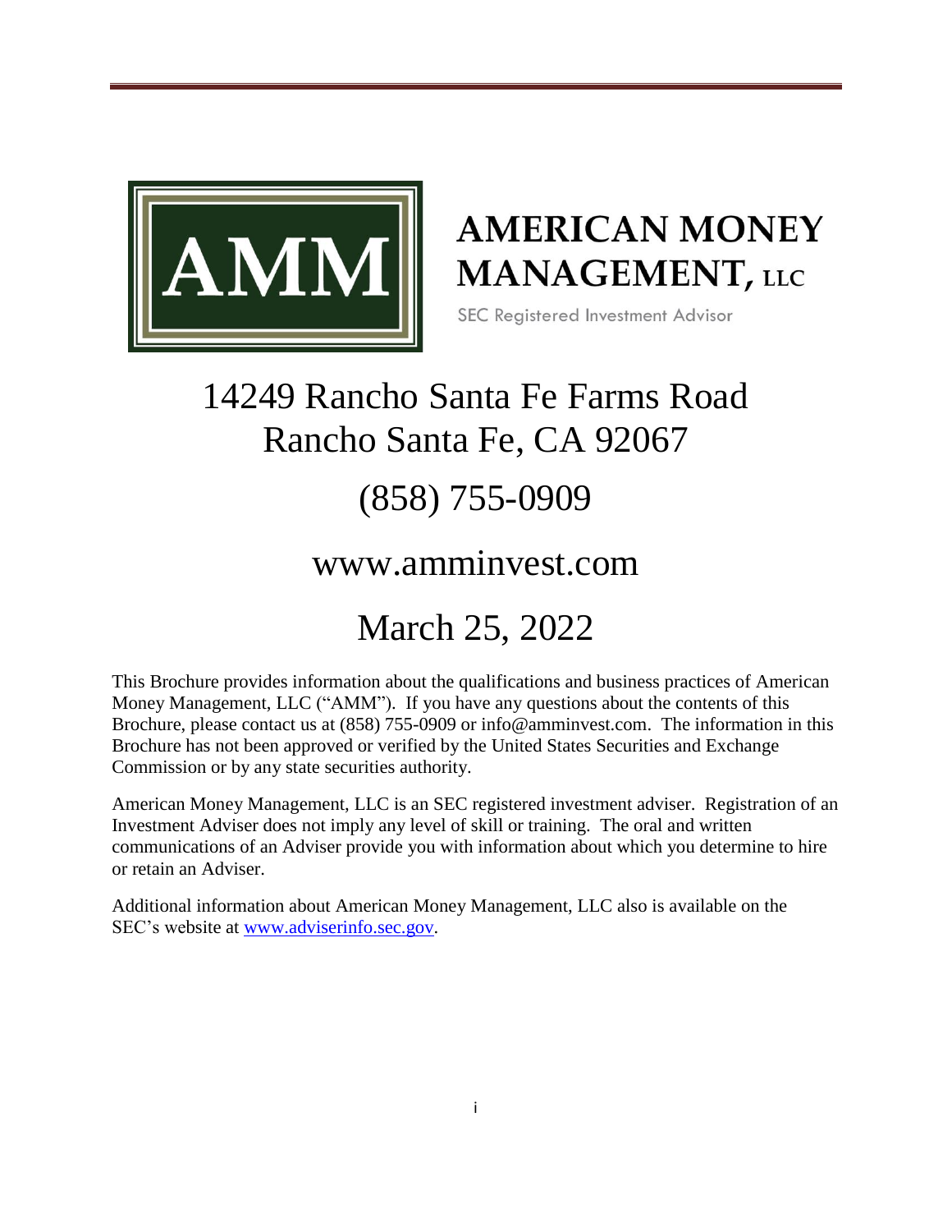# AMERICAN MONEY MANAGEMENT, LLC

SEC Registered Investment Advisor

14249 Rancho Santa Fe Farms Road
Rancho Santa Fe, CA 92067

(858) 755-0909

www.amminvest.com

March 25, 2022

This Brochure provides information about the qualifications and business practices of American Money Management, LLC ("AMM"). If you have any questions about the contents of this Brochure, please contact us at (858) 755-0909 or info@amminvest.com. The information in this Brochure has not been approved or verified by the United States Securities and Exchange Commission or by any state securities authority.

American Money Management, LLC is an SEC registered investment adviser. Registration of an Investment Adviser does not imply any level of skill or training. The oral and written communications of an Adviser provide you with information about which you determine to hire or retain an Adviser.

Additional information about American Money Management, LLC also is available on the SEC's website at [www.adviserinfo.sec.gov](http://www.adviserinfo.sec.gov).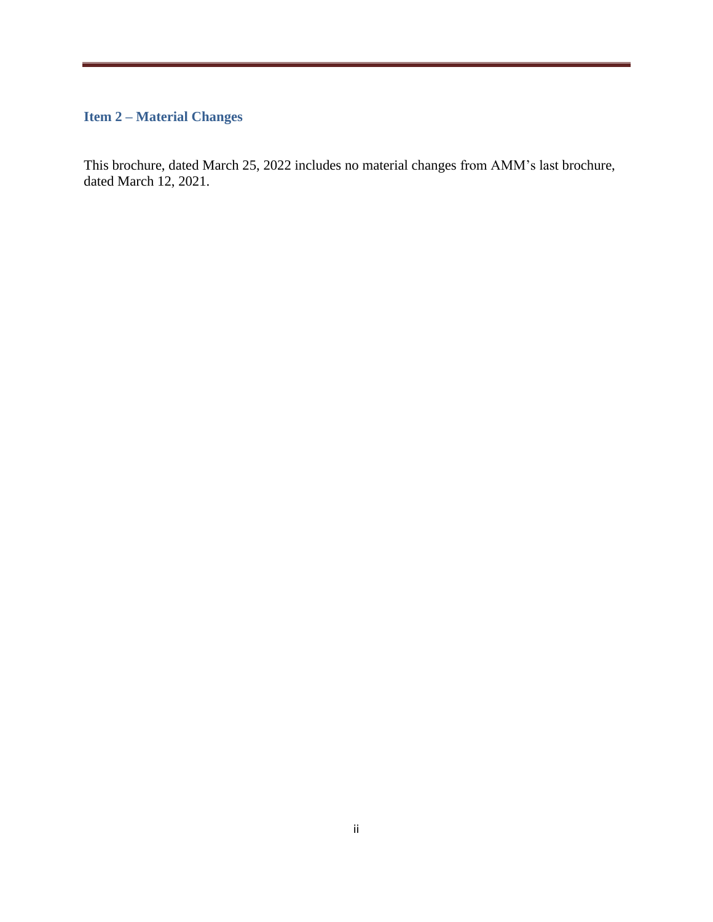## Item 2 – Material Changes

This brochure, dated March 25, 2022 includes no material changes from AMM's last brochure, dated March 12, 2021.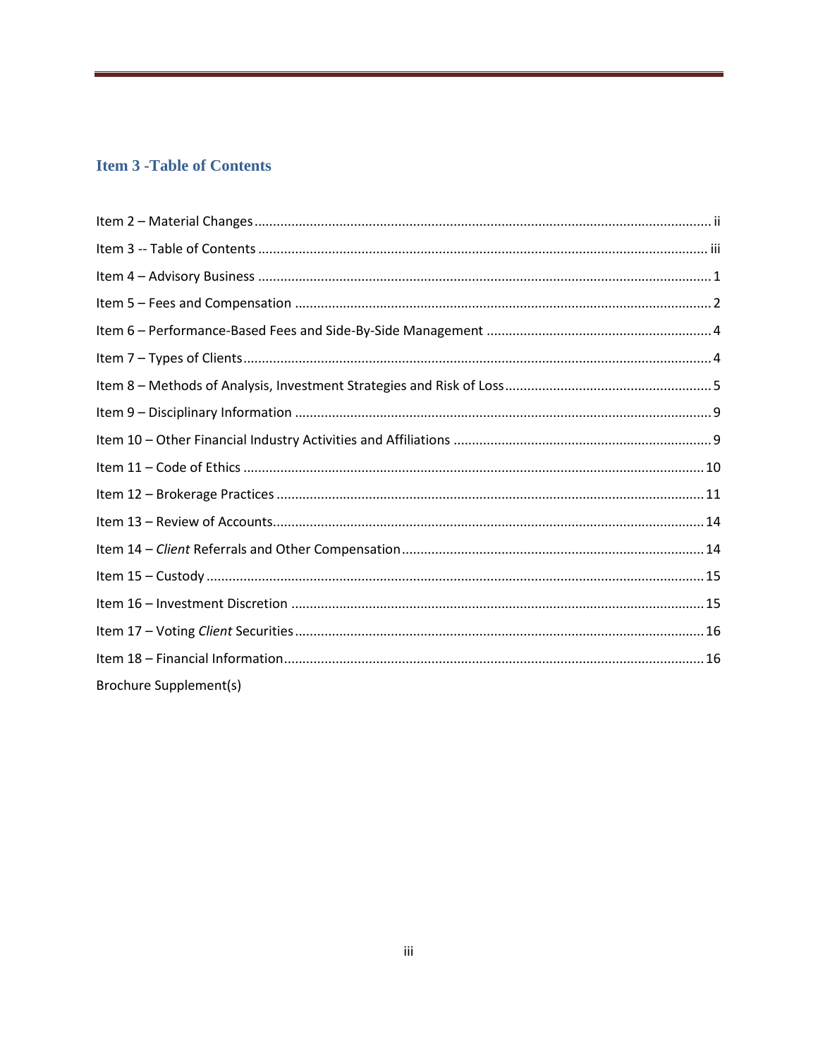## Item 3 -Table of Contents

Item 2 – Material Changes ........................................................................................................................ ii

Item 3 -- Table of Contents ...................................................................................................................... iii

Item 4 – Advisory Business ....................................................................................................................... 1

Item 5 – Fees and Compensation .............................................................................................................. 2

Item 6 – Performance-Based Fees and Side-By-Side Management ........................................................... 4

Item 7 – Types of Clients ........................................................................................................................... 4

Item 8 – Methods of Analysis, Investment Strategies and Risk of Loss ...................................................... 5

Item 9 – Disciplinary Information .............................................................................................................. 9

Item 10 – Other Financial Industry Activities and Affiliations .................................................................... 9

Item 11 – Code of Ethics .......................................................................................................................... 10

Item 12 – Brokerage Practices ................................................................................................................. 11

Item 13 – Review of Accounts .................................................................................................................. 14

Item 14 – *Client* Referrals and Other Compensation ................................................................................ 14

Item 15 – Custody .................................................................................................................................... 15

Item 16 – Investment Discretion ............................................................................................................. 15

Item 17 – Voting *Client* Securities ............................................................................................................ 16

Item 18 – Financial Information ............................................................................................................... 16

Brochure Supplement(s)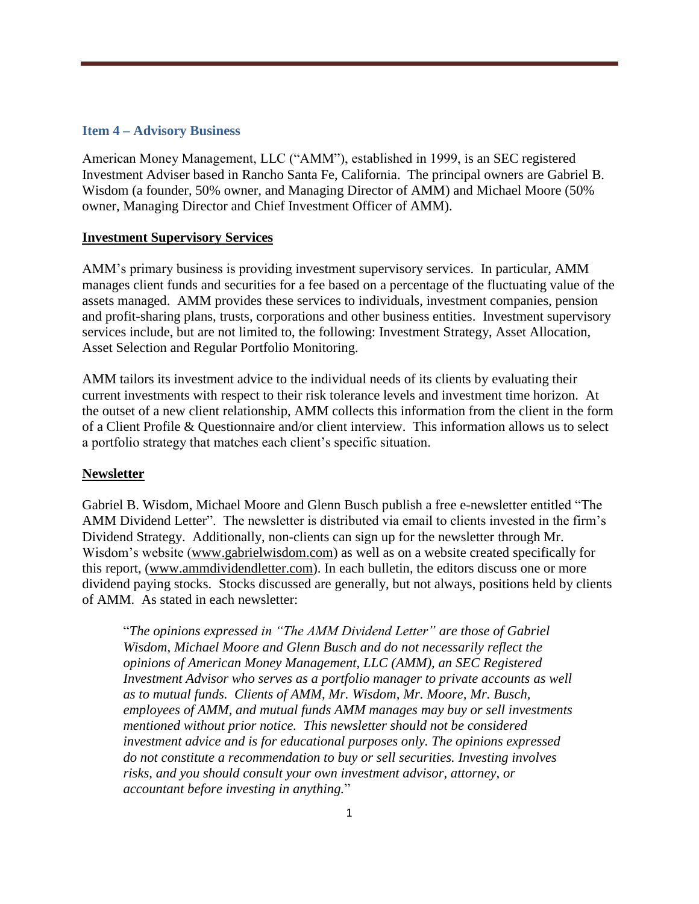## Item 4 – Advisory Business

American Money Management, LLC ("AMM"), established in 1999, is an SEC registered Investment Adviser based in Rancho Santa Fe, California. The principal owners are Gabriel B. Wisdom (a founder, 50% owner, and Managing Director of AMM) and Michael Moore (50% owner, Managing Director and Chief Investment Officer of AMM).

**Investment Supervisory Services**

AMM's primary business is providing investment supervisory services. In particular, AMM manages client funds and securities for a fee based on a percentage of the fluctuating value of the assets managed. AMM provides these services to individuals, investment companies, pension and profit-sharing plans, trusts, corporations and other business entities. Investment supervisory services include, but are not limited to, the following: Investment Strategy, Asset Allocation, Asset Selection and Regular Portfolio Monitoring.

AMM tailors its investment advice to the individual needs of its clients by evaluating their current investments with respect to their risk tolerance levels and investment time horizon. At the outset of a new client relationship, AMM collects this information from the client in the form of a Client Profile & Questionnaire and/or client interview. This information allows us to select a portfolio strategy that matches each client's specific situation.

**Newsletter**

Gabriel B. Wisdom, Michael Moore and Glenn Busch publish a free e-newsletter entitled "The AMM Dividend Letter". The newsletter is distributed via email to clients invested in the firm's Dividend Strategy. Additionally, non-clients can sign up for the newsletter through Mr. Wisdom's website (www.gabrielwisdom.com) as well as on a website created specifically for this report, (www.ammdividendletter.com). In each bulletin, the editors discuss one or more dividend paying stocks. Stocks discussed are generally, but not always, positions held by clients of AMM. As stated in each newsletter:

> "*The opinions expressed in "The AMM Dividend Letter" are those of Gabriel Wisdom, Michael Moore and Glenn Busch and do not necessarily reflect the opinions of American Money Management, LLC (AMM), an SEC Registered Investment Advisor who serves as a portfolio manager to private accounts as well as to mutual funds. Clients of AMM, Mr. Wisdom, Mr. Moore, Mr. Busch, employees of AMM, and mutual funds AMM manages may buy or sell investments mentioned without prior notice. This newsletter should not be considered investment advice and is for educational purposes only. The opinions expressed do not constitute a recommendation to buy or sell securities. Investing involves risks, and you should consult your own investment advisor, attorney, or accountant before investing in anything.*"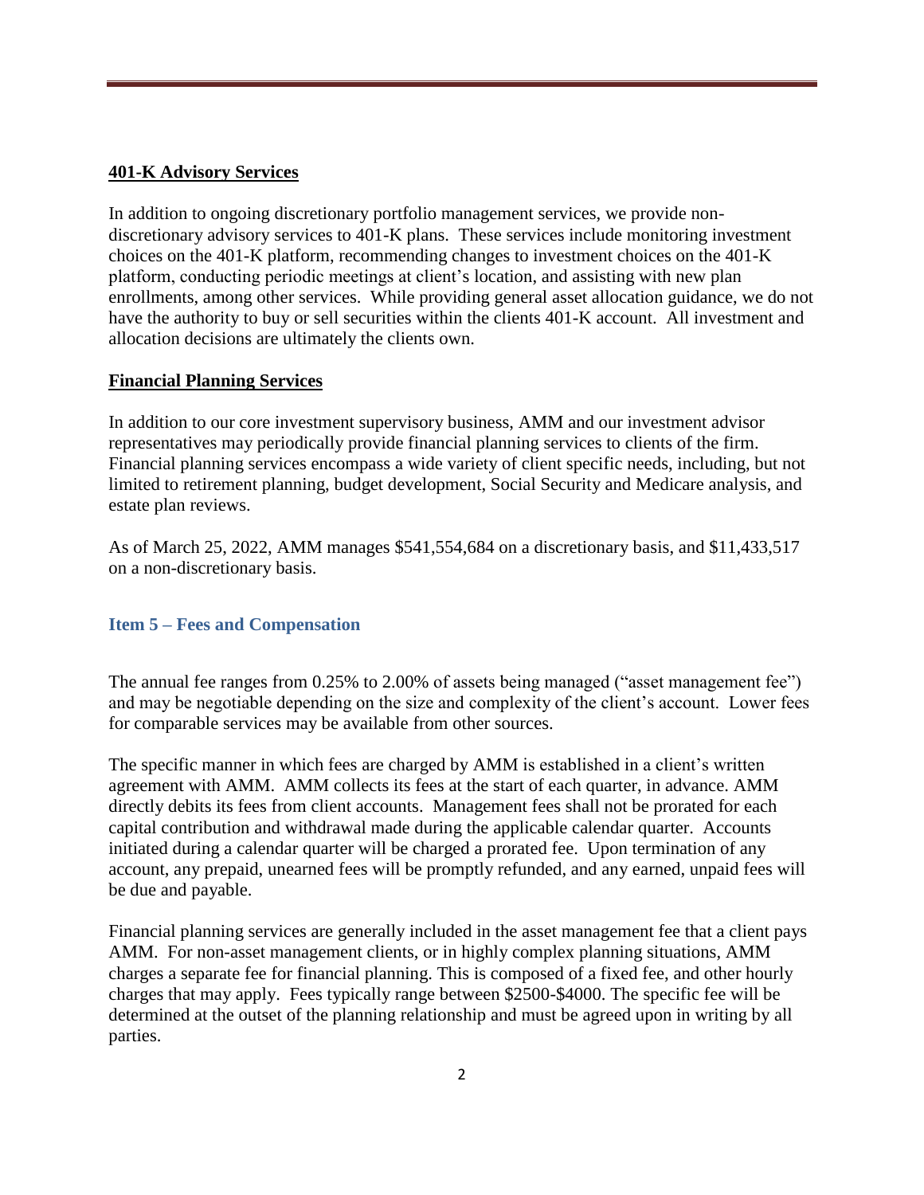**401-K Advisory Services**

In addition to ongoing discretionary portfolio management services, we provide non-discretionary advisory services to 401-K plans. These services include monitoring investment choices on the 401-K platform, recommending changes to investment choices on the 401-K platform, conducting periodic meetings at client's location, and assisting with new plan enrollments, among other services. While providing general asset allocation guidance, we do not have the authority to buy or sell securities within the clients 401-K account. All investment and allocation decisions are ultimately the clients own.

**Financial Planning Services**

In addition to our core investment supervisory business, AMM and our investment advisor representatives may periodically provide financial planning services to clients of the firm. Financial planning services encompass a wide variety of client specific needs, including, but not limited to retirement planning, budget development, Social Security and Medicare analysis, and estate plan reviews.

As of March 25, 2022, AMM manages $541,554,684 on a discretionary basis, and $11,433,517 on a non-discretionary basis.

## Item 5 – Fees and Compensation

The annual fee ranges from 0.25% to 2.00% of assets being managed ("asset management fee") and may be negotiable depending on the size and complexity of the client's account. Lower fees for comparable services may be available from other sources.

The specific manner in which fees are charged by AMM is established in a client's written agreement with AMM. AMM collects its fees at the start of each quarter, in advance. AMM directly debits its fees from client accounts. Management fees shall not be prorated for each capital contribution and withdrawal made during the applicable calendar quarter. Accounts initiated during a calendar quarter will be charged a prorated fee. Upon termination of any account, any prepaid, unearned fees will be promptly refunded, and any earned, unpaid fees will be due and payable.

Financial planning services are generally included in the asset management fee that a client pays AMM. For non-asset management clients, or in highly complex planning situations, AMM charges a separate fee for financial planning. This is composed of a fixed fee, and other hourly charges that may apply. Fees typically range between $2500-$4000. The specific fee will be determined at the outset of the planning relationship and must be agreed upon in writing by all parties.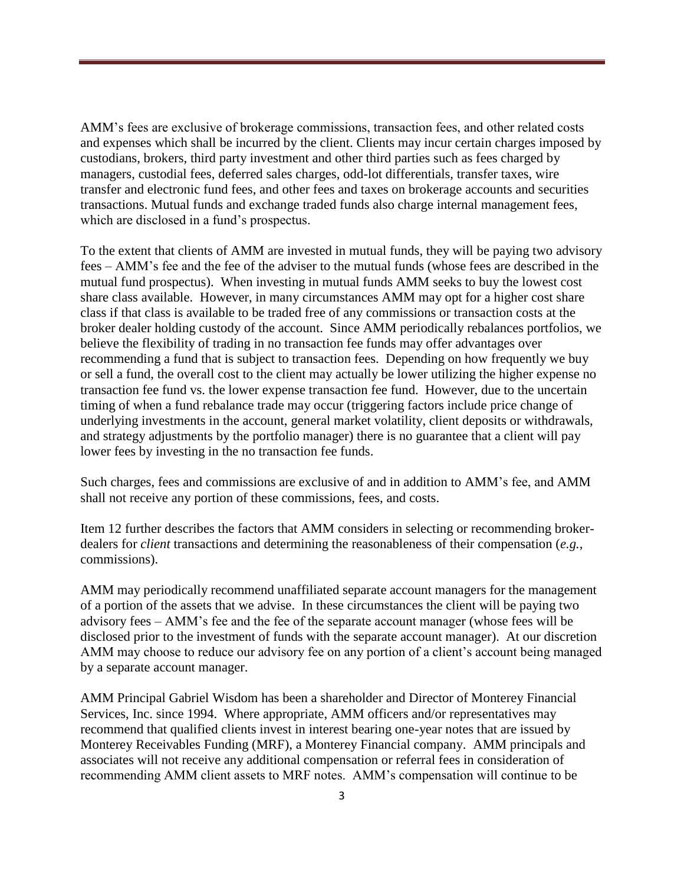AMM's fees are exclusive of brokerage commissions, transaction fees, and other related costs and expenses which shall be incurred by the client. Clients may incur certain charges imposed by custodians, brokers, third party investment and other third parties such as fees charged by managers, custodial fees, deferred sales charges, odd-lot differentials, transfer taxes, wire transfer and electronic fund fees, and other fees and taxes on brokerage accounts and securities transactions. Mutual funds and exchange traded funds also charge internal management fees, which are disclosed in a fund's prospectus.

To the extent that clients of AMM are invested in mutual funds, they will be paying two advisory fees – AMM's fee and the fee of the adviser to the mutual funds (whose fees are described in the mutual fund prospectus). When investing in mutual funds AMM seeks to buy the lowest cost share class available. However, in many circumstances AMM may opt for a higher cost share class if that class is available to be traded free of any commissions or transaction costs at the broker dealer holding custody of the account. Since AMM periodically rebalances portfolios, we believe the flexibility of trading in no transaction fee funds may offer advantages over recommending a fund that is subject to transaction fees. Depending on how frequently we buy or sell a fund, the overall cost to the client may actually be lower utilizing the higher expense no transaction fee fund vs. the lower expense transaction fee fund. However, due to the uncertain timing of when a fund rebalance trade may occur (triggering factors include price change of underlying investments in the account, general market volatility, client deposits or withdrawals, and strategy adjustments by the portfolio manager) there is no guarantee that a client will pay lower fees by investing in the no transaction fee funds.

Such charges, fees and commissions are exclusive of and in addition to AMM's fee, and AMM shall not receive any portion of these commissions, fees, and costs.

Item 12 further describes the factors that AMM considers in selecting or recommending broker-dealers for *client* transactions and determining the reasonableness of their compensation (*e.g.*, commissions).

AMM may periodically recommend unaffiliated separate account managers for the management of a portion of the assets that we advise. In these circumstances the client will be paying two advisory fees – AMM's fee and the fee of the separate account manager (whose fees will be disclosed prior to the investment of funds with the separate account manager). At our discretion AMM may choose to reduce our advisory fee on any portion of a client's account being managed by a separate account manager.

AMM Principal Gabriel Wisdom has been a shareholder and Director of Monterey Financial Services, Inc. since 1994. Where appropriate, AMM officers and/or representatives may recommend that qualified clients invest in interest bearing one-year notes that are issued by Monterey Receivables Funding (MRF), a Monterey Financial company. AMM principals and associates will not receive any additional compensation or referral fees in consideration of recommending AMM client assets to MRF notes. AMM's compensation will continue to be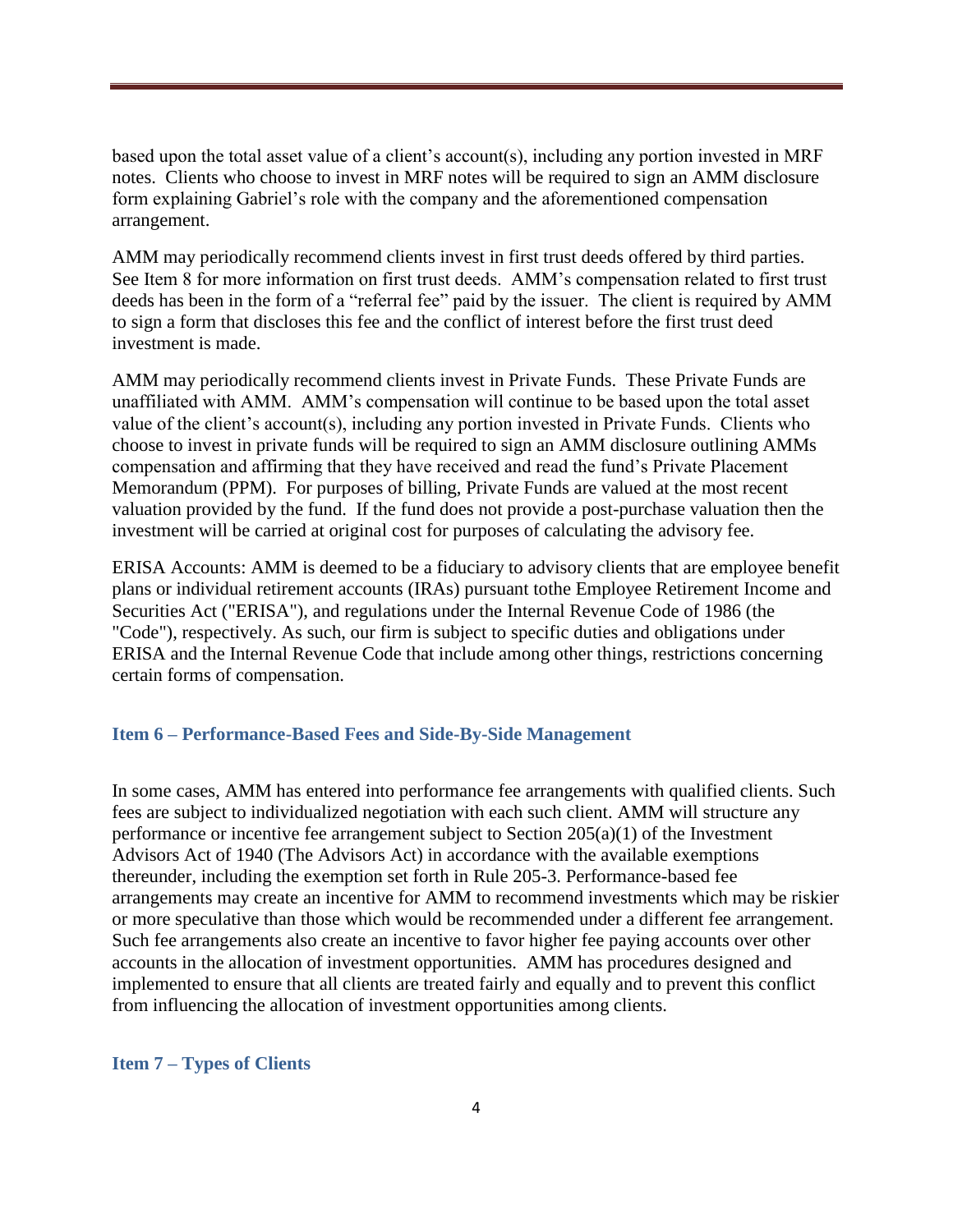based upon the total asset value of a client's account(s), including any portion invested in MRF notes. Clients who choose to invest in MRF notes will be required to sign an AMM disclosure form explaining Gabriel's role with the company and the aforementioned compensation arrangement.

AMM may periodically recommend clients invest in first trust deeds offered by third parties. See Item 8 for more information on first trust deeds. AMM's compensation related to first trust deeds has been in the form of a "referral fee" paid by the issuer. The client is required by AMM to sign a form that discloses this fee and the conflict of interest before the first trust deed investment is made.

AMM may periodically recommend clients invest in Private Funds. These Private Funds are unaffiliated with AMM. AMM's compensation will continue to be based upon the total asset value of the client's account(s), including any portion invested in Private Funds. Clients who choose to invest in private funds will be required to sign an AMM disclosure outlining AMMs compensation and affirming that they have received and read the fund's Private Placement Memorandum (PPM). For purposes of billing, Private Funds are valued at the most recent valuation provided by the fund. If the fund does not provide a post-purchase valuation then the investment will be carried at original cost for purposes of calculating the advisory fee.

ERISA Accounts: AMM is deemed to be a fiduciary to advisory clients that are employee benefit plans or individual retirement accounts (IRAs) pursuant tothe Employee Retirement Income and Securities Act ("ERISA"), and regulations under the Internal Revenue Code of 1986 (the "Code"), respectively. As such, our firm is subject to specific duties and obligations under ERISA and the Internal Revenue Code that include among other things, restrictions concerning certain forms of compensation.

## Item 6 – Performance-Based Fees and Side-By-Side Management

In some cases, AMM has entered into performance fee arrangements with qualified clients. Such fees are subject to individualized negotiation with each such client. AMM will structure any performance or incentive fee arrangement subject to Section 205(a)(1) of the Investment Advisors Act of 1940 (The Advisors Act) in accordance with the available exemptions thereunder, including the exemption set forth in Rule 205-3. Performance-based fee arrangements may create an incentive for AMM to recommend investments which may be riskier or more speculative than those which would be recommended under a different fee arrangement. Such fee arrangements also create an incentive to favor higher fee paying accounts over other accounts in the allocation of investment opportunities. AMM has procedures designed and implemented to ensure that all clients are treated fairly and equally and to prevent this conflict from influencing the allocation of investment opportunities among clients.

## Item 7 – Types of Clients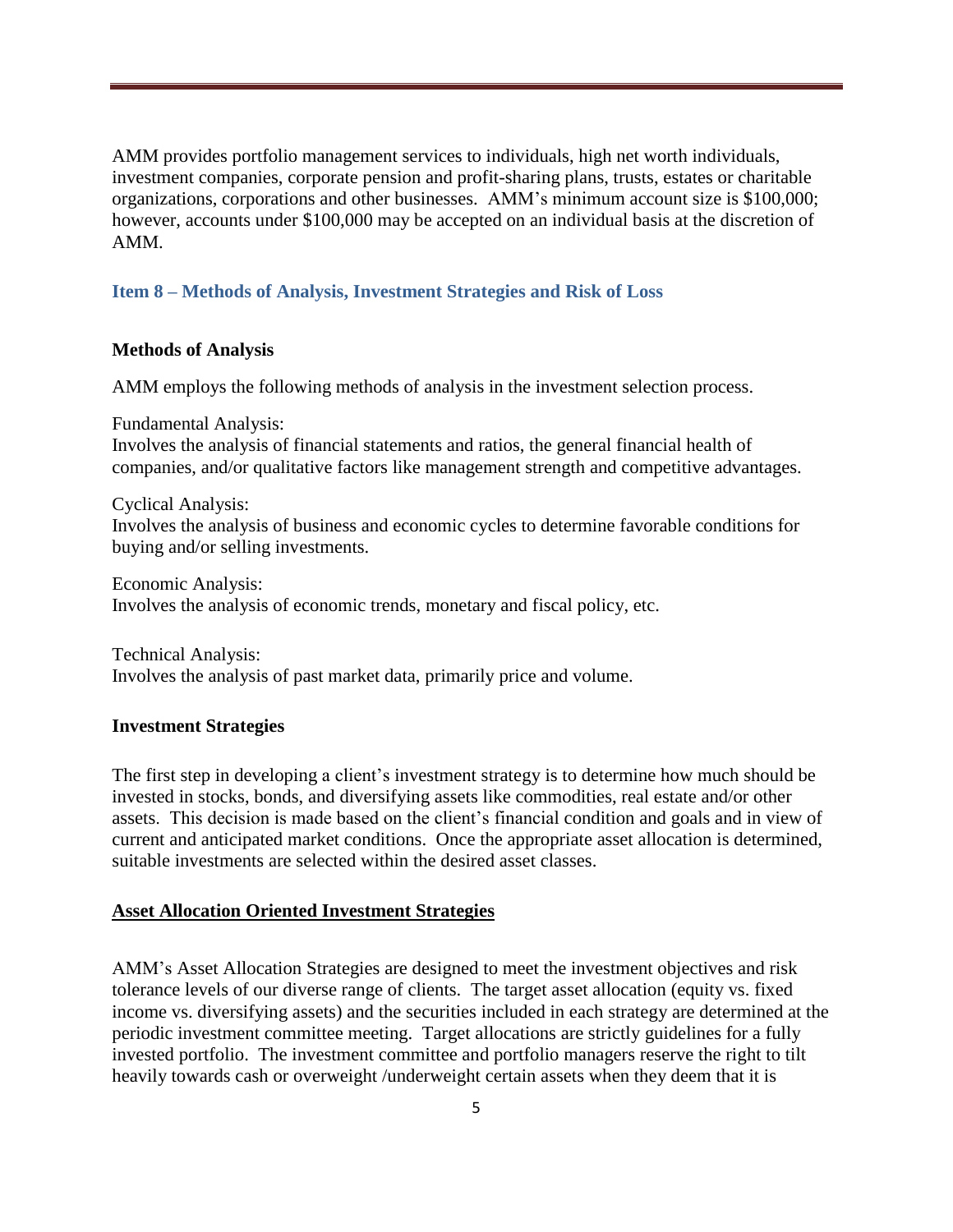AMM provides portfolio management services to individuals, high net worth individuals, investment companies, corporate pension and profit-sharing plans, trusts, estates or charitable organizations, corporations and other businesses. AMM's minimum account size is $100,000; however, accounts under $100,000 may be accepted on an individual basis at the discretion of AMM.

## Item 8 – Methods of Analysis, Investment Strategies and Risk of Loss

### Methods of Analysis

AMM employs the following methods of analysis in the investment selection process.

Fundamental Analysis:
Involves the analysis of financial statements and ratios, the general financial health of companies, and/or qualitative factors like management strength and competitive advantages.

Cyclical Analysis:
Involves the analysis of business and economic cycles to determine favorable conditions for buying and/or selling investments.

Economic Analysis:
Involves the analysis of economic trends, monetary and fiscal policy, etc.

Technical Analysis:
Involves the analysis of past market data, primarily price and volume.

### Investment Strategies

The first step in developing a client's investment strategy is to determine how much should be invested in stocks, bonds, and diversifying assets like commodities, real estate and/or other assets. This decision is made based on the client's financial condition and goals and in view of current and anticipated market conditions. Once the appropriate asset allocation is determined, suitable investments are selected within the desired asset classes.

### Asset Allocation Oriented Investment Strategies

AMM's Asset Allocation Strategies are designed to meet the investment objectives and risk tolerance levels of our diverse range of clients. The target asset allocation (equity vs. fixed income vs. diversifying assets) and the securities included in each strategy are determined at the periodic investment committee meeting. Target allocations are strictly guidelines for a fully invested portfolio. The investment committee and portfolio managers reserve the right to tilt heavily towards cash or overweight /underweight certain assets when they deem that it is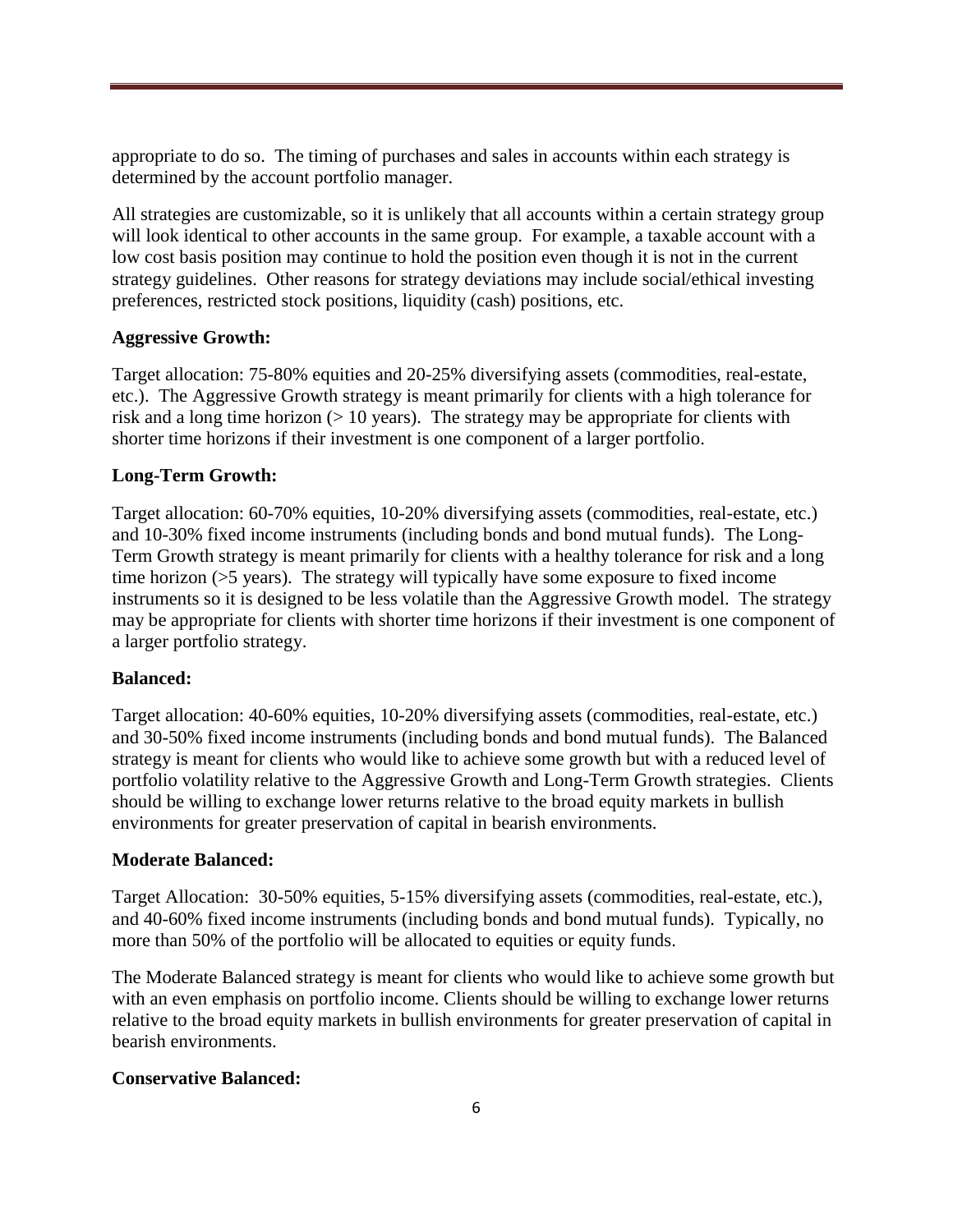appropriate to do so. The timing of purchases and sales in accounts within each strategy is determined by the account portfolio manager.

All strategies are customizable, so it is unlikely that all accounts within a certain strategy group will look identical to other accounts in the same group. For example, a taxable account with a low cost basis position may continue to hold the position even though it is not in the current strategy guidelines. Other reasons for strategy deviations may include social/ethical investing preferences, restricted stock positions, liquidity (cash) positions, etc.

**Aggressive Growth:**

Target allocation: 75-80% equities and 20-25% diversifying assets (commodities, real-estate, etc.). The Aggressive Growth strategy is meant primarily for clients with a high tolerance for risk and a long time horizon (> 10 years). The strategy may be appropriate for clients with shorter time horizons if their investment is one component of a larger portfolio.

**Long-Term Growth:**

Target allocation: 60-70% equities, 10-20% diversifying assets (commodities, real-estate, etc.) and 10-30% fixed income instruments (including bonds and bond mutual funds). The Long-Term Growth strategy is meant primarily for clients with a healthy tolerance for risk and a long time horizon (>5 years). The strategy will typically have some exposure to fixed income instruments so it is designed to be less volatile than the Aggressive Growth model. The strategy may be appropriate for clients with shorter time horizons if their investment is one component of a larger portfolio strategy.

**Balanced:**

Target allocation: 40-60% equities, 10-20% diversifying assets (commodities, real-estate, etc.) and 30-50% fixed income instruments (including bonds and bond mutual funds). The Balanced strategy is meant for clients who would like to achieve some growth but with a reduced level of portfolio volatility relative to the Aggressive Growth and Long-Term Growth strategies. Clients should be willing to exchange lower returns relative to the broad equity markets in bullish environments for greater preservation of capital in bearish environments.

**Moderate Balanced:**

Target Allocation: 30-50% equities, 5-15% diversifying assets (commodities, real-estate, etc.), and 40-60% fixed income instruments (including bonds and bond mutual funds). Typically, no more than 50% of the portfolio will be allocated to equities or equity funds.

The Moderate Balanced strategy is meant for clients who would like to achieve some growth but with an even emphasis on portfolio income. Clients should be willing to exchange lower returns relative to the broad equity markets in bullish environments for greater preservation of capital in bearish environments.

**Conservative Balanced:**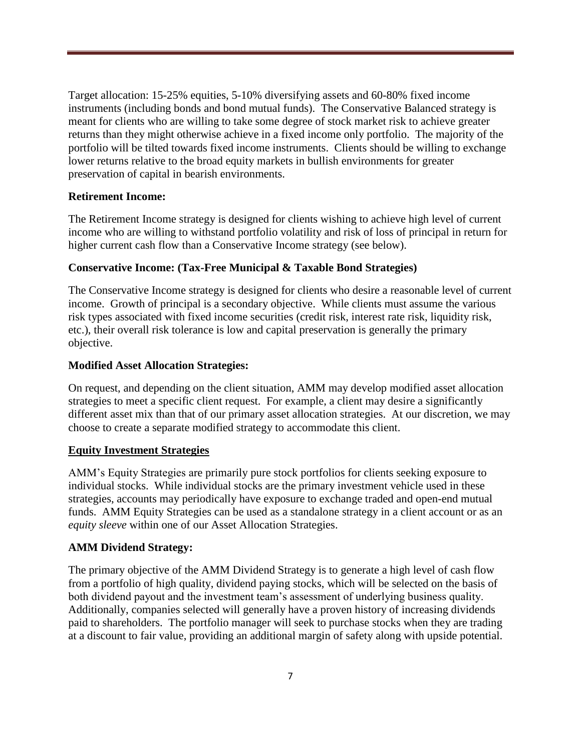Target allocation: 15-25% equities, 5-10% diversifying assets and 60-80% fixed income instruments (including bonds and bond mutual funds). The Conservative Balanced strategy is meant for clients who are willing to take some degree of stock market risk to achieve greater returns than they might otherwise achieve in a fixed income only portfolio. The majority of the portfolio will be tilted towards fixed income instruments. Clients should be willing to exchange lower returns relative to the broad equity markets in bullish environments for greater preservation of capital in bearish environments.

**Retirement Income:**

The Retirement Income strategy is designed for clients wishing to achieve high level of current income who are willing to withstand portfolio volatility and risk of loss of principal in return for higher current cash flow than a Conservative Income strategy (see below).

**Conservative Income: (Tax-Free Municipal & Taxable Bond Strategies)**

The Conservative Income strategy is designed for clients who desire a reasonable level of current income. Growth of principal is a secondary objective. While clients must assume the various risk types associated with fixed income securities (credit risk, interest rate risk, liquidity risk, etc.), their overall risk tolerance is low and capital preservation is generally the primary objective.

**Modified Asset Allocation Strategies:**

On request, and depending on the client situation, AMM may develop modified asset allocation strategies to meet a specific client request. For example, a client may desire a significantly different asset mix than that of our primary asset allocation strategies. At our discretion, we may choose to create a separate modified strategy to accommodate this client.

## **Equity Investment Strategies**

AMM's Equity Strategies are primarily pure stock portfolios for clients seeking exposure to individual stocks. While individual stocks are the primary investment vehicle used in these strategies, accounts may periodically have exposure to exchange traded and open-end mutual funds. AMM Equity Strategies can be used as a standalone strategy in a client account or as an *equity sleeve* within one of our Asset Allocation Strategies.

**AMM Dividend Strategy:**

The primary objective of the AMM Dividend Strategy is to generate a high level of cash flow from a portfolio of high quality, dividend paying stocks, which will be selected on the basis of both dividend payout and the investment team's assessment of underlying business quality. Additionally, companies selected will generally have a proven history of increasing dividends paid to shareholders. The portfolio manager will seek to purchase stocks when they are trading at a discount to fair value, providing an additional margin of safety along with upside potential.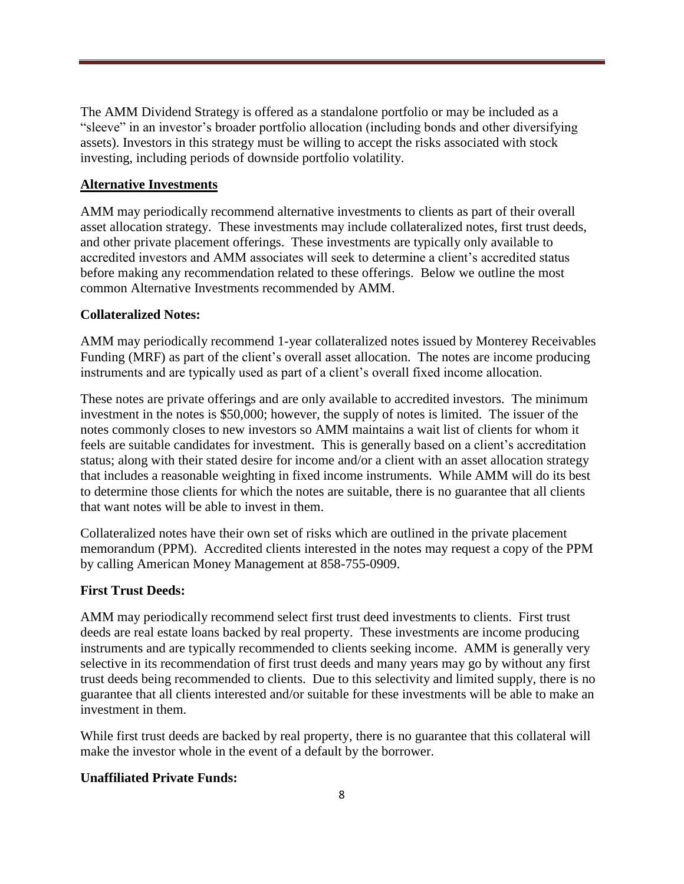The AMM Dividend Strategy is offered as a standalone portfolio or may be included as a "sleeve" in an investor's broader portfolio allocation (including bonds and other diversifying assets). Investors in this strategy must be willing to accept the risks associated with stock investing, including periods of downside portfolio volatility.

## Alternative Investments

AMM may periodically recommend alternative investments to clients as part of their overall asset allocation strategy. These investments may include collateralized notes, first trust deeds, and other private placement offerings. These investments are typically only available to accredited investors and AMM associates will seek to determine a client's accredited status before making any recommendation related to these offerings. Below we outline the most common Alternative Investments recommended by AMM.

### Collateralized Notes:

AMM may periodically recommend 1-year collateralized notes issued by Monterey Receivables Funding (MRF) as part of the client's overall asset allocation. The notes are income producing instruments and are typically used as part of a client's overall fixed income allocation.

These notes are private offerings and are only available to accredited investors. The minimum investment in the notes is $50,000; however, the supply of notes is limited. The issuer of the notes commonly closes to new investors so AMM maintains a wait list of clients for whom it feels are suitable candidates for investment. This is generally based on a client's accreditation status; along with their stated desire for income and/or a client with an asset allocation strategy that includes a reasonable weighting in fixed income instruments. While AMM will do its best to determine those clients for which the notes are suitable, there is no guarantee that all clients that want notes will be able to invest in them.

Collateralized notes have their own set of risks which are outlined in the private placement memorandum (PPM). Accredited clients interested in the notes may request a copy of the PPM by calling American Money Management at 858-755-0909.

### First Trust Deeds:

AMM may periodically recommend select first trust deed investments to clients. First trust deeds are real estate loans backed by real property. These investments are income producing instruments and are typically recommended to clients seeking income. AMM is generally very selective in its recommendation of first trust deeds and many years may go by without any first trust deeds being recommended to clients. Due to this selectivity and limited supply, there is no guarantee that all clients interested and/or suitable for these investments will be able to make an investment in them.

While first trust deeds are backed by real property, there is no guarantee that this collateral will make the investor whole in the event of a default by the borrower.

### Unaffiliated Private Funds: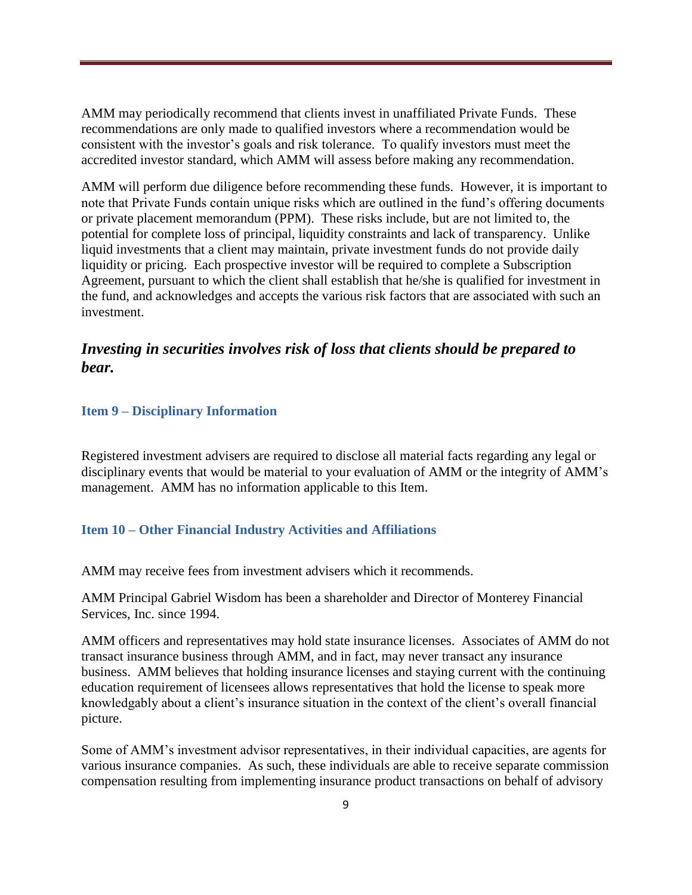AMM may periodically recommend that clients invest in unaffiliated Private Funds. These recommendations are only made to qualified investors where a recommendation would be consistent with the investor's goals and risk tolerance. To qualify investors must meet the accredited investor standard, which AMM will assess before making any recommendation.

AMM will perform due diligence before recommending these funds. However, it is important to note that Private Funds contain unique risks which are outlined in the fund's offering documents or private placement memorandum (PPM). These risks include, but are not limited to, the potential for complete loss of principal, liquidity constraints and lack of transparency. Unlike liquid investments that a client may maintain, private investment funds do not provide daily liquidity or pricing. Each prospective investor will be required to complete a Subscription Agreement, pursuant to which the client shall establish that he/she is qualified for investment in the fund, and acknowledges and accepts the various risk factors that are associated with such an investment.

***Investing in securities involves risk of loss that clients should be prepared to bear.***

## Item 9 – Disciplinary Information

Registered investment advisers are required to disclose all material facts regarding any legal or disciplinary events that would be material to your evaluation of AMM or the integrity of AMM's management. AMM has no information applicable to this Item.

## Item 10 – Other Financial Industry Activities and Affiliations

AMM may receive fees from investment advisers which it recommends.

AMM Principal Gabriel Wisdom has been a shareholder and Director of Monterey Financial Services, Inc. since 1994.

AMM officers and representatives may hold state insurance licenses. Associates of AMM do not transact insurance business through AMM, and in fact, may never transact any insurance business. AMM believes that holding insurance licenses and staying current with the continuing education requirement of licensees allows representatives that hold the license to speak more knowledgably about a client's insurance situation in the context of the client's overall financial picture.

Some of AMM's investment advisor representatives, in their individual capacities, are agents for various insurance companies. As such, these individuals are able to receive separate commission compensation resulting from implementing insurance product transactions on behalf of advisory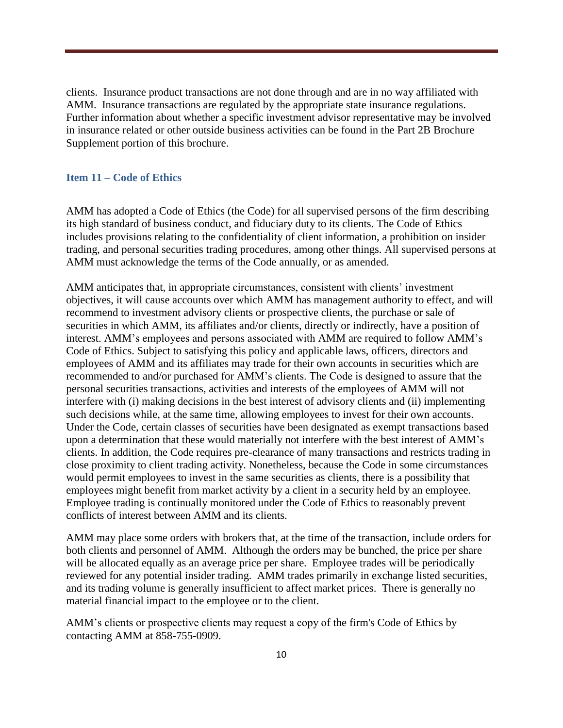clients. Insurance product transactions are not done through and are in no way affiliated with AMM. Insurance transactions are regulated by the appropriate state insurance regulations. Further information about whether a specific investment advisor representative may be involved in insurance related or other outside business activities can be found in the Part 2B Brochure Supplement portion of this brochure.

## Item 11 – Code of Ethics

AMM has adopted a Code of Ethics (the Code) for all supervised persons of the firm describing its high standard of business conduct, and fiduciary duty to its clients. The Code of Ethics includes provisions relating to the confidentiality of client information, a prohibition on insider trading, and personal securities trading procedures, among other things. All supervised persons at AMM must acknowledge the terms of the Code annually, or as amended.

AMM anticipates that, in appropriate circumstances, consistent with clients' investment objectives, it will cause accounts over which AMM has management authority to effect, and will recommend to investment advisory clients or prospective clients, the purchase or sale of securities in which AMM, its affiliates and/or clients, directly or indirectly, have a position of interest. AMM's employees and persons associated with AMM are required to follow AMM's Code of Ethics. Subject to satisfying this policy and applicable laws, officers, directors and employees of AMM and its affiliates may trade for their own accounts in securities which are recommended to and/or purchased for AMM's clients. The Code is designed to assure that the personal securities transactions, activities and interests of the employees of AMM will not interfere with (i) making decisions in the best interest of advisory clients and (ii) implementing such decisions while, at the same time, allowing employees to invest for their own accounts. Under the Code, certain classes of securities have been designated as exempt transactions based upon a determination that these would materially not interfere with the best interest of AMM's clients. In addition, the Code requires pre-clearance of many transactions and restricts trading in close proximity to client trading activity. Nonetheless, because the Code in some circumstances would permit employees to invest in the same securities as clients, there is a possibility that employees might benefit from market activity by a client in a security held by an employee. Employee trading is continually monitored under the Code of Ethics to reasonably prevent conflicts of interest between AMM and its clients.

AMM may place some orders with brokers that, at the time of the transaction, include orders for both clients and personnel of AMM. Although the orders may be bunched, the price per share will be allocated equally as an average price per share. Employee trades will be periodically reviewed for any potential insider trading. AMM trades primarily in exchange listed securities, and its trading volume is generally insufficient to affect market prices. There is generally no material financial impact to the employee or to the client.

AMM's clients or prospective clients may request a copy of the firm's Code of Ethics by contacting AMM at 858-755-0909.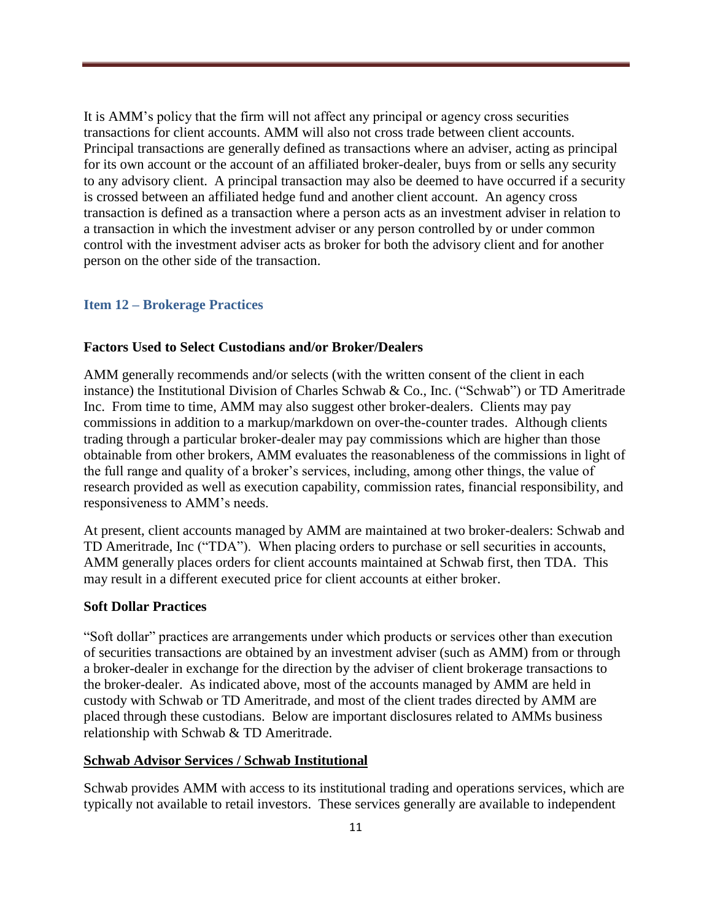It is AMM's policy that the firm will not affect any principal or agency cross securities transactions for client accounts. AMM will also not cross trade between client accounts. Principal transactions are generally defined as transactions where an adviser, acting as principal for its own account or the account of an affiliated broker-dealer, buys from or sells any security to any advisory client. A principal transaction may also be deemed to have occurred if a security is crossed between an affiliated hedge fund and another client account. An agency cross transaction is defined as a transaction where a person acts as an investment adviser in relation to a transaction in which the investment adviser or any person controlled by or under common control with the investment adviser acts as broker for both the advisory client and for another person on the other side of the transaction.

## Item 12 – Brokerage Practices

### Factors Used to Select Custodians and/or Broker/Dealers

AMM generally recommends and/or selects (with the written consent of the client in each instance) the Institutional Division of Charles Schwab & Co., Inc. ("Schwab") or TD Ameritrade Inc. From time to time, AMM may also suggest other broker-dealers. Clients may pay commissions in addition to a markup/markdown on over-the-counter trades. Although clients trading through a particular broker-dealer may pay commissions which are higher than those obtainable from other brokers, AMM evaluates the reasonableness of the commissions in light of the full range and quality of a broker's services, including, among other things, the value of research provided as well as execution capability, commission rates, financial responsibility, and responsiveness to AMM's needs.

At present, client accounts managed by AMM are maintained at two broker-dealers: Schwab and TD Ameritrade, Inc ("TDA"). When placing orders to purchase or sell securities in accounts, AMM generally places orders for client accounts maintained at Schwab first, then TDA. This may result in a different executed price for client accounts at either broker.

### Soft Dollar Practices

"Soft dollar" practices are arrangements under which products or services other than execution of securities transactions are obtained by an investment adviser (such as AMM) from or through a broker-dealer in exchange for the direction by the adviser of client brokerage transactions to the broker-dealer. As indicated above, most of the accounts managed by AMM are held in custody with Schwab or TD Ameritrade, and most of the client trades directed by AMM are placed through these custodians. Below are important disclosures related to AMMs business relationship with Schwab & TD Ameritrade.

**<u>Schwab Advisor Services / Schwab Institutional</u>**

Schwab provides AMM with access to its institutional trading and operations services, which are typically not available to retail investors. These services generally are available to independent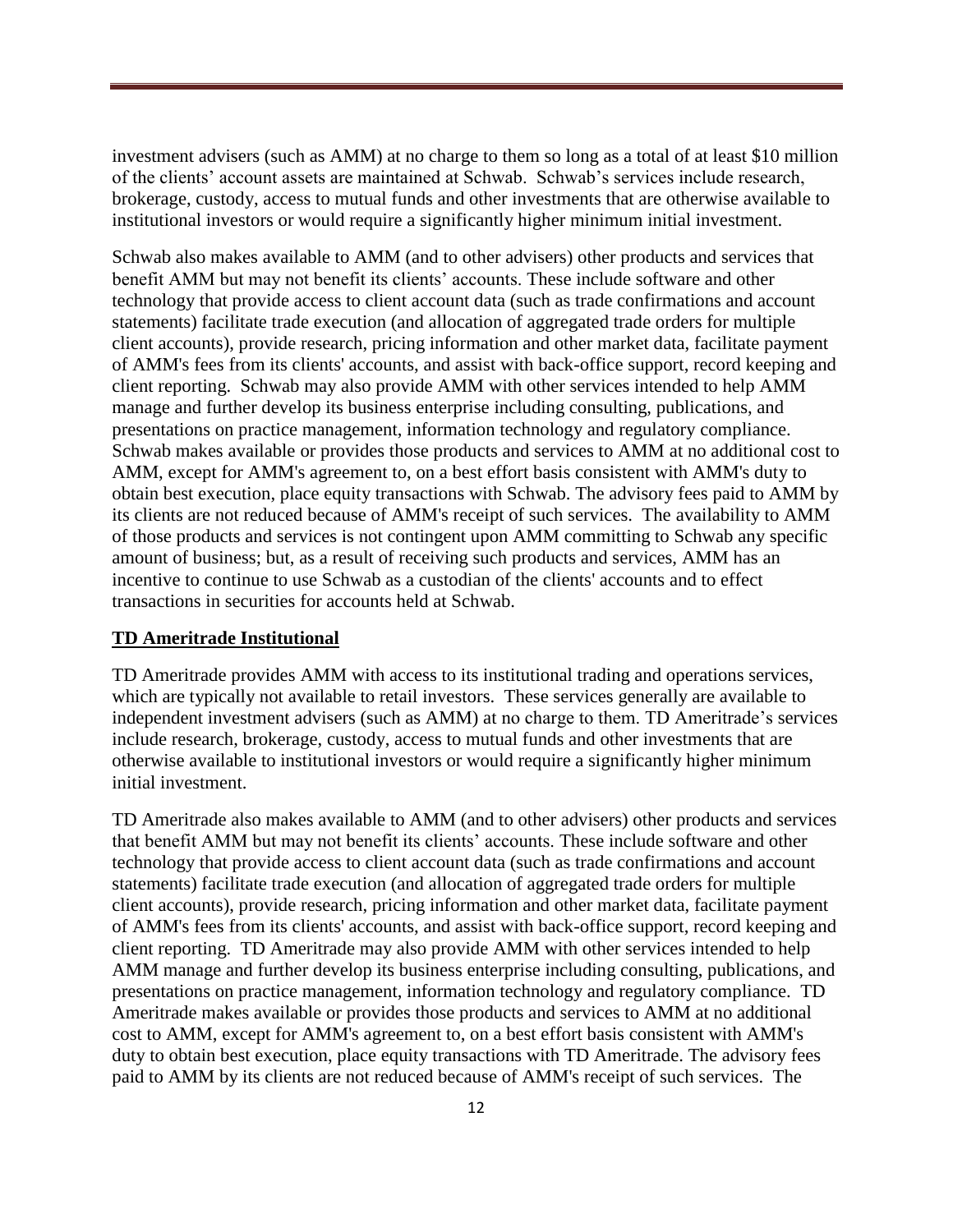investment advisers (such as AMM) at no charge to them so long as a total of at least $10 million of the clients' account assets are maintained at Schwab. Schwab's services include research, brokerage, custody, access to mutual funds and other investments that are otherwise available to institutional investors or would require a significantly higher minimum initial investment.

Schwab also makes available to AMM (and to other advisers) other products and services that benefit AMM but may not benefit its clients' accounts. These include software and other technology that provide access to client account data (such as trade confirmations and account statements) facilitate trade execution (and allocation of aggregated trade orders for multiple client accounts), provide research, pricing information and other market data, facilitate payment of AMM's fees from its clients' accounts, and assist with back-office support, record keeping and client reporting. Schwab may also provide AMM with other services intended to help AMM manage and further develop its business enterprise including consulting, publications, and presentations on practice management, information technology and regulatory compliance. Schwab makes available or provides those products and services to AMM at no additional cost to AMM, except for AMM's agreement to, on a best effort basis consistent with AMM's duty to obtain best execution, place equity transactions with Schwab. The advisory fees paid to AMM by its clients are not reduced because of AMM's receipt of such services. The availability to AMM of those products and services is not contingent upon AMM committing to Schwab any specific amount of business; but, as a result of receiving such products and services, AMM has an incentive to continue to use Schwab as a custodian of the clients' accounts and to effect transactions in securities for accounts held at Schwab.

**TD Ameritrade Institutional**

TD Ameritrade provides AMM with access to its institutional trading and operations services, which are typically not available to retail investors. These services generally are available to independent investment advisers (such as AMM) at no charge to them. TD Ameritrade's services include research, brokerage, custody, access to mutual funds and other investments that are otherwise available to institutional investors or would require a significantly higher minimum initial investment.

TD Ameritrade also makes available to AMM (and to other advisers) other products and services that benefit AMM but may not benefit its clients' accounts. These include software and other technology that provide access to client account data (such as trade confirmations and account statements) facilitate trade execution (and allocation of aggregated trade orders for multiple client accounts), provide research, pricing information and other market data, facilitate payment of AMM's fees from its clients' accounts, and assist with back-office support, record keeping and client reporting. TD Ameritrade may also provide AMM with other services intended to help AMM manage and further develop its business enterprise including consulting, publications, and presentations on practice management, information technology and regulatory compliance. TD Ameritrade makes available or provides those products and services to AMM at no additional cost to AMM, except for AMM's agreement to, on a best effort basis consistent with AMM's duty to obtain best execution, place equity transactions with TD Ameritrade. The advisory fees paid to AMM by its clients are not reduced because of AMM's receipt of such services. The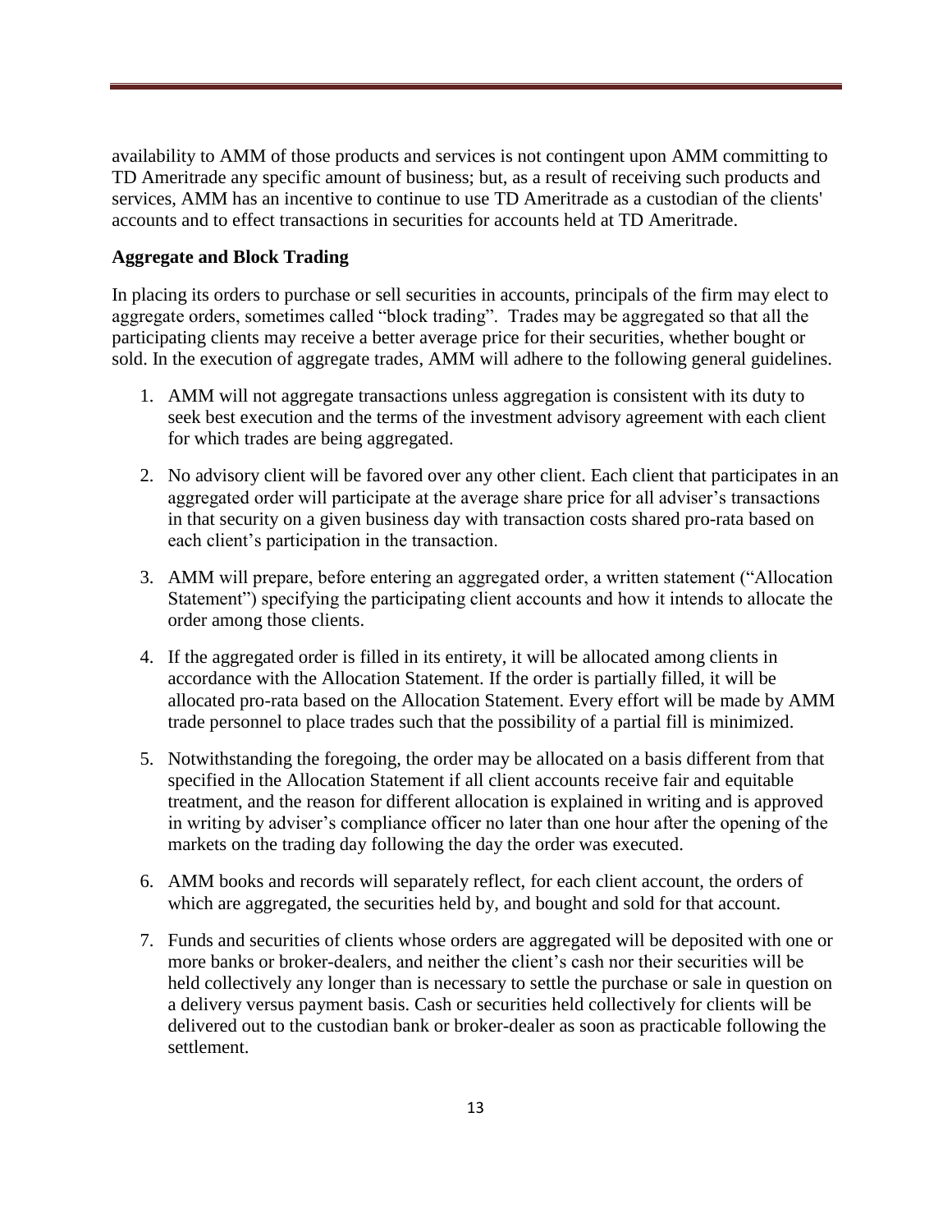availability to AMM of those products and services is not contingent upon AMM committing to TD Ameritrade any specific amount of business; but, as a result of receiving such products and services, AMM has an incentive to continue to use TD Ameritrade as a custodian of the clients' accounts and to effect transactions in securities for accounts held at TD Ameritrade.

**Aggregate and Block Trading**

In placing its orders to purchase or sell securities in accounts, principals of the firm may elect to aggregate orders, sometimes called "block trading". Trades may be aggregated so that all the participating clients may receive a better average price for their securities, whether bought or sold. In the execution of aggregate trades, AMM will adhere to the following general guidelines.

1. AMM will not aggregate transactions unless aggregation is consistent with its duty to seek best execution and the terms of the investment advisory agreement with each client for which trades are being aggregated.

2. No advisory client will be favored over any other client. Each client that participates in an aggregated order will participate at the average share price for all adviser's transactions in that security on a given business day with transaction costs shared pro-rata based on each client's participation in the transaction.

3. AMM will prepare, before entering an aggregated order, a written statement ("Allocation Statement") specifying the participating client accounts and how it intends to allocate the order among those clients.

4. If the aggregated order is filled in its entirety, it will be allocated among clients in accordance with the Allocation Statement. If the order is partially filled, it will be allocated pro-rata based on the Allocation Statement. Every effort will be made by AMM trade personnel to place trades such that the possibility of a partial fill is minimized.

5. Notwithstanding the foregoing, the order may be allocated on a basis different from that specified in the Allocation Statement if all client accounts receive fair and equitable treatment, and the reason for different allocation is explained in writing and is approved in writing by adviser's compliance officer no later than one hour after the opening of the markets on the trading day following the day the order was executed.

6. AMM books and records will separately reflect, for each client account, the orders of which are aggregated, the securities held by, and bought and sold for that account.

7. Funds and securities of clients whose orders are aggregated will be deposited with one or more banks or broker-dealers, and neither the client's cash nor their securities will be held collectively any longer than is necessary to settle the purchase or sale in question on a delivery versus payment basis. Cash or securities held collectively for clients will be delivered out to the custodian bank or broker-dealer as soon as practicable following the settlement.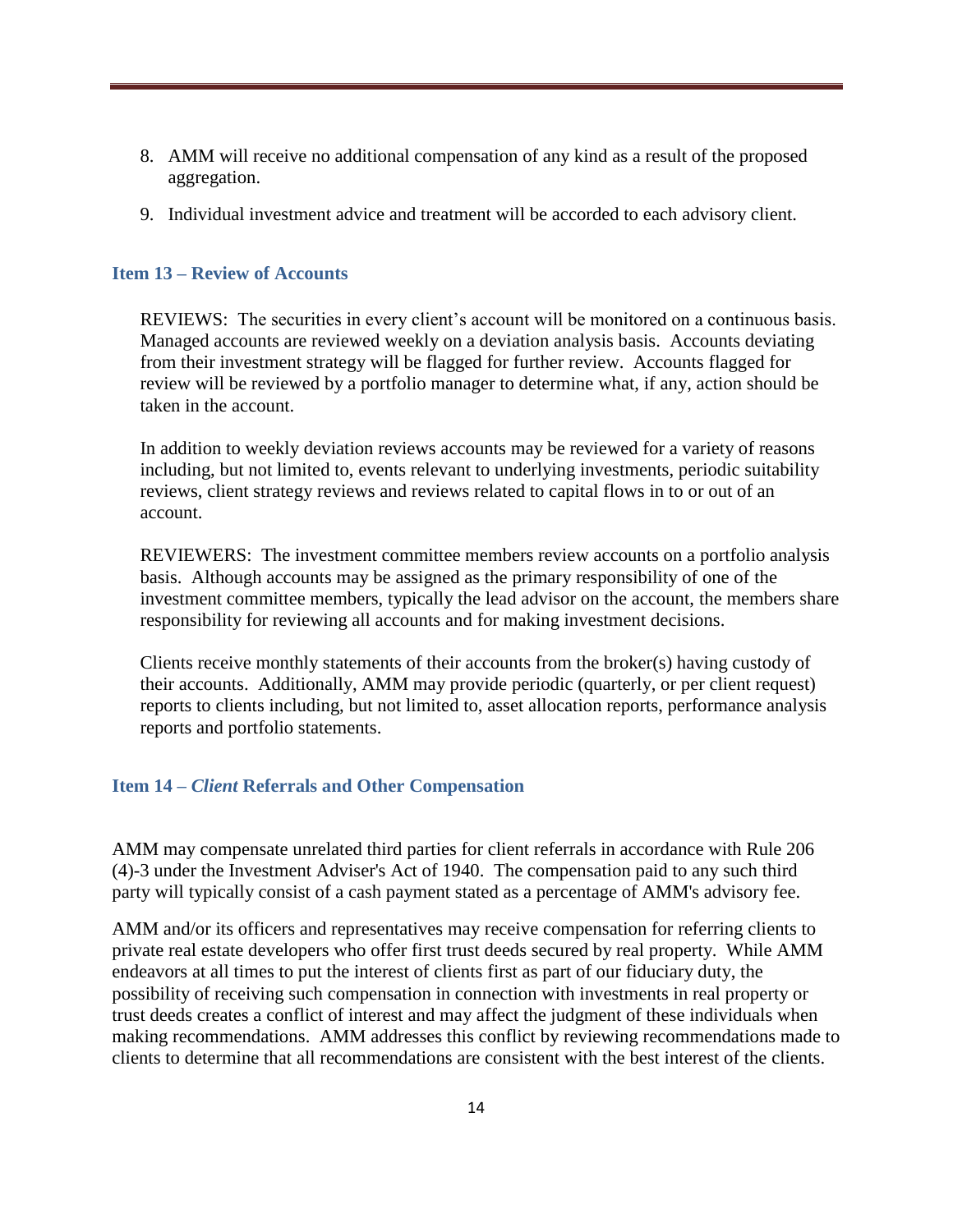8. AMM will receive no additional compensation of any kind as a result of the proposed aggregation.

9. Individual investment advice and treatment will be accorded to each advisory client.

## Item 13 – Review of Accounts

REVIEWS: The securities in every client's account will be monitored on a continuous basis. Managed accounts are reviewed weekly on a deviation analysis basis. Accounts deviating from their investment strategy will be flagged for further review. Accounts flagged for review will be reviewed by a portfolio manager to determine what, if any, action should be taken in the account.

In addition to weekly deviation reviews accounts may be reviewed for a variety of reasons including, but not limited to, events relevant to underlying investments, periodic suitability reviews, client strategy reviews and reviews related to capital flows in to or out of an account.

REVIEWERS: The investment committee members review accounts on a portfolio analysis basis. Although accounts may be assigned as the primary responsibility of one of the investment committee members, typically the lead advisor on the account, the members share responsibility for reviewing all accounts and for making investment decisions.

Clients receive monthly statements of their accounts from the broker(s) having custody of their accounts. Additionally, AMM may provide periodic (quarterly, or per client request) reports to clients including, but not limited to, asset allocation reports, performance analysis reports and portfolio statements.

## Item 14 – *Client* Referrals and Other Compensation

AMM may compensate unrelated third parties for client referrals in accordance with Rule 206 (4)-3 under the Investment Adviser's Act of 1940. The compensation paid to any such third party will typically consist of a cash payment stated as a percentage of AMM's advisory fee.

AMM and/or its officers and representatives may receive compensation for referring clients to private real estate developers who offer first trust deeds secured by real property. While AMM endeavors at all times to put the interest of clients first as part of our fiduciary duty, the possibility of receiving such compensation in connection with investments in real property or trust deeds creates a conflict of interest and may affect the judgment of these individuals when making recommendations. AMM addresses this conflict by reviewing recommendations made to clients to determine that all recommendations are consistent with the best interest of the clients.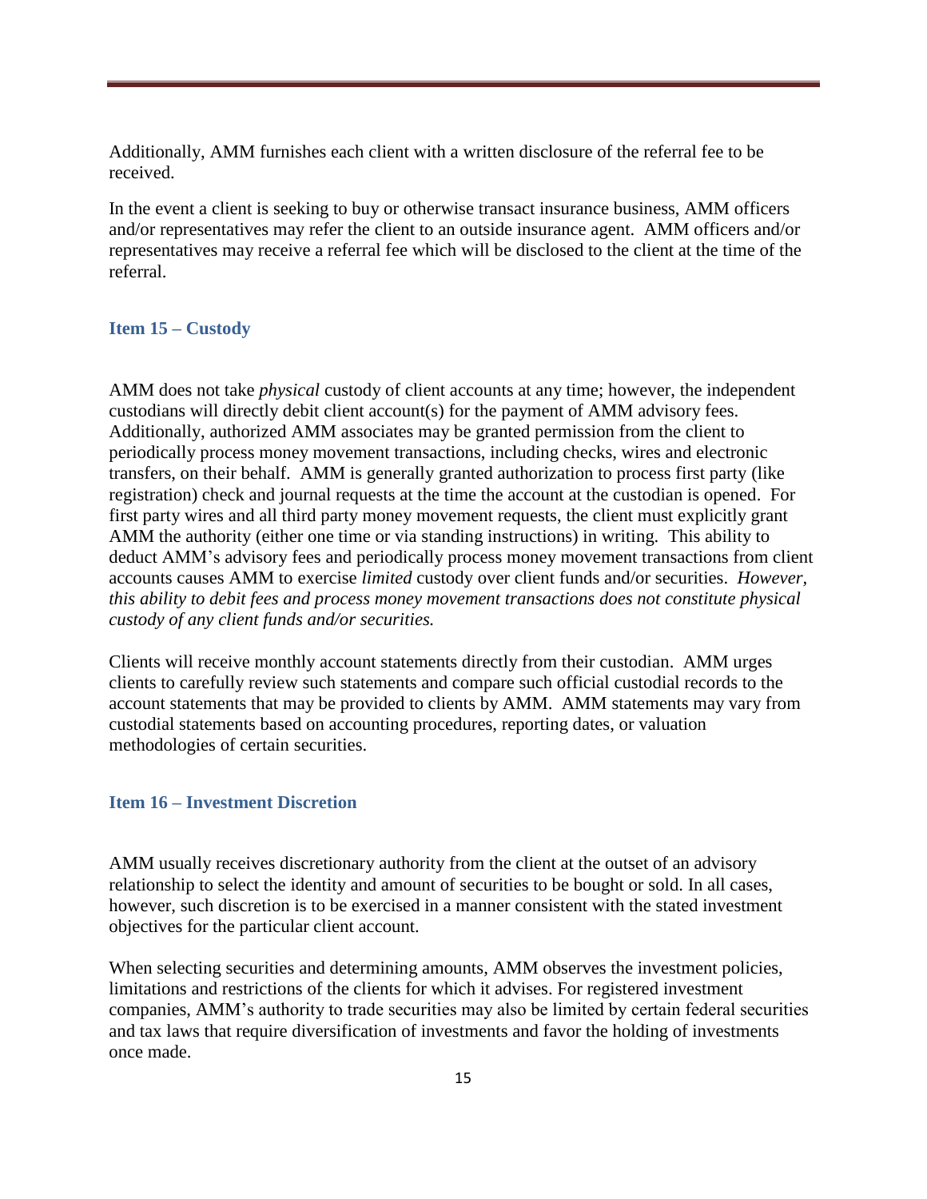Additionally, AMM furnishes each client with a written disclosure of the referral fee to be received.

In the event a client is seeking to buy or otherwise transact insurance business, AMM officers and/or representatives may refer the client to an outside insurance agent. AMM officers and/or representatives may receive a referral fee which will be disclosed to the client at the time of the referral.

### Item 15 – Custody

AMM does not take *physical* custody of client accounts at any time; however, the independent custodians will directly debit client account(s) for the payment of AMM advisory fees. Additionally, authorized AMM associates may be granted permission from the client to periodically process money movement transactions, including checks, wires and electronic transfers, on their behalf. AMM is generally granted authorization to process first party (like registration) check and journal requests at the time the account at the custodian is opened. For first party wires and all third party money movement requests, the client must explicitly grant AMM the authority (either one time or via standing instructions) in writing. This ability to deduct AMM's advisory fees and periodically process money movement transactions from client accounts causes AMM to exercise *limited* custody over client funds and/or securities. *However, this ability to debit fees and process money movement transactions does not constitute physical custody of any client funds and/or securities.*

Clients will receive monthly account statements directly from their custodian. AMM urges clients to carefully review such statements and compare such official custodial records to the account statements that may be provided to clients by AMM. AMM statements may vary from custodial statements based on accounting procedures, reporting dates, or valuation methodologies of certain securities.

### Item 16 – Investment Discretion

AMM usually receives discretionary authority from the client at the outset of an advisory relationship to select the identity and amount of securities to be bought or sold. In all cases, however, such discretion is to be exercised in a manner consistent with the stated investment objectives for the particular client account.

When selecting securities and determining amounts, AMM observes the investment policies, limitations and restrictions of the clients for which it advises. For registered investment companies, AMM's authority to trade securities may also be limited by certain federal securities and tax laws that require diversification of investments and favor the holding of investments once made.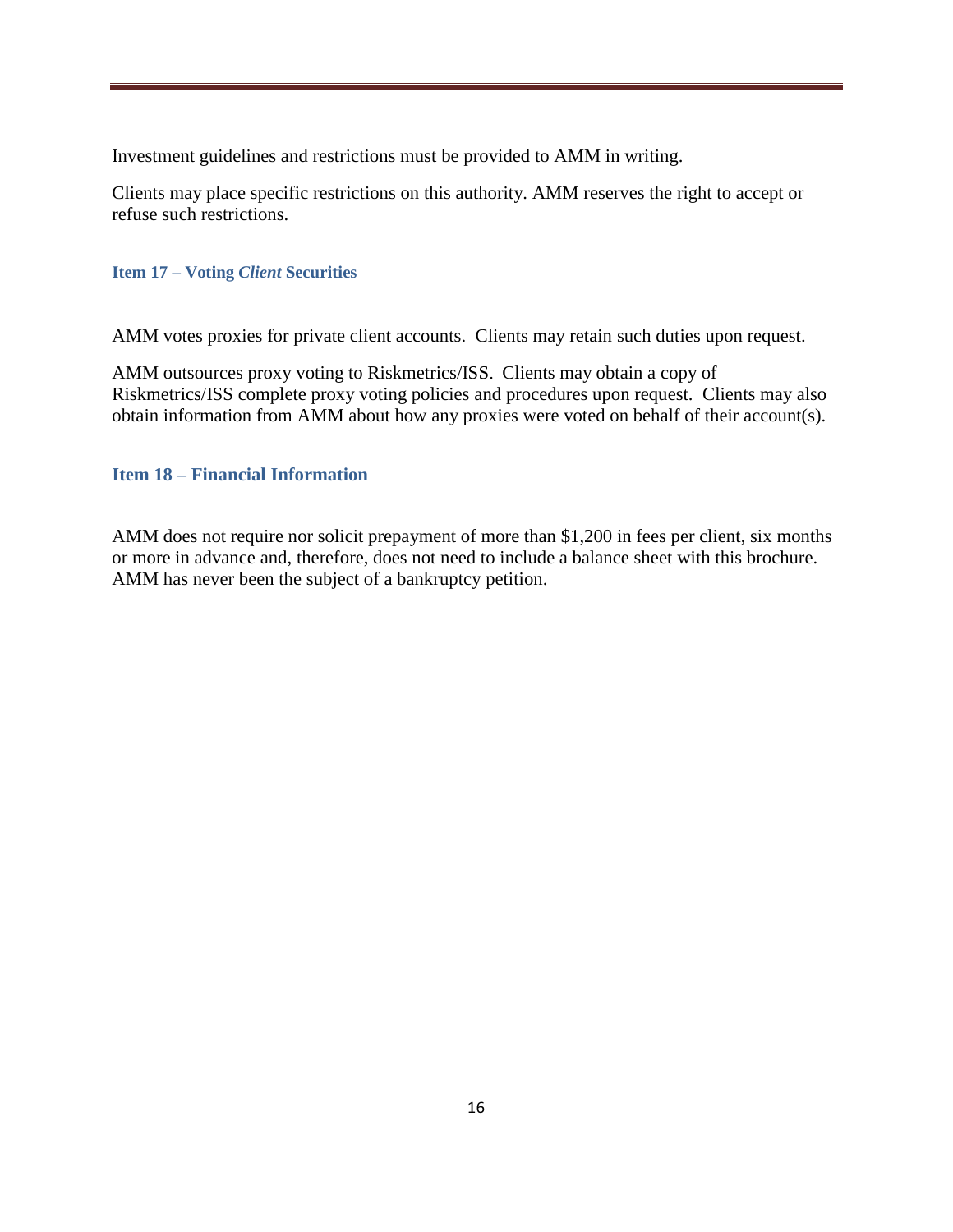Investment guidelines and restrictions must be provided to AMM in writing.

Clients may place specific restrictions on this authority. AMM reserves the right to accept or refuse such restrictions.

### Item 17 – Voting *Client* Securities

AMM votes proxies for private client accounts. Clients may retain such duties upon request.

AMM outsources proxy voting to Riskmetrics/ISS. Clients may obtain a copy of Riskmetrics/ISS complete proxy voting policies and procedures upon request. Clients may also obtain information from AMM about how any proxies were voted on behalf of their account(s).

## Item 18 – Financial Information

AMM does not require nor solicit prepayment of more than $1,200 in fees per client, six months or more in advance and, therefore, does not need to include a balance sheet with this brochure. AMM has never been the subject of a bankruptcy petition.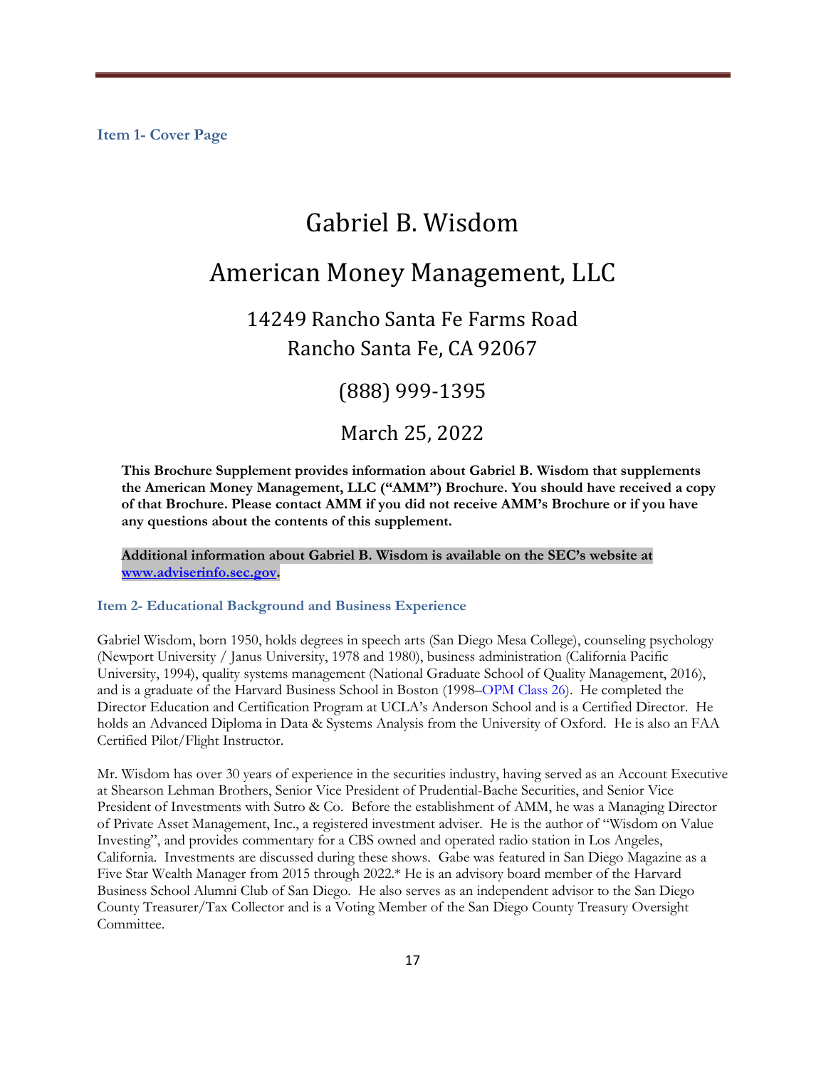### Item 1- Cover Page

# Gabriel B. Wisdom

# American Money Management, LLC

## 14249 Rancho Santa Fe Farms Road
## Rancho Santa Fe, CA 92067

## (888) 999-1395

## March 25, 2022

**This Brochure Supplement provides information about Gabriel B. Wisdom that supplements the American Money Management, LLC ("AMM") Brochure. You should have received a copy of that Brochure. Please contact AMM if you did not receive AMM's Brochure or if you have any questions about the contents of this supplement.**

**Additional information about Gabriel B. Wisdom is available on the SEC's website at [www.adviserinfo.sec.gov](http://www.adviserinfo.sec.gov).**

### Item 2- Educational Background and Business Experience

Gabriel Wisdom, born 1950, holds degrees in speech arts (San Diego Mesa College), counseling psychology (Newport University / Janus University, 1978 and 1980), business administration (California Pacific University, 1994), quality systems management (National Graduate School of Quality Management, 2016), and is a graduate of the Harvard Business School in Boston (1998–OPM Class 26). He completed the Director Education and Certification Program at UCLA's Anderson School and is a Certified Director. He holds an Advanced Diploma in Data & Systems Analysis from the University of Oxford. He is also an FAA Certified Pilot/Flight Instructor.

Mr. Wisdom has over 30 years of experience in the securities industry, having served as an Account Executive at Shearson Lehman Brothers, Senior Vice President of Prudential-Bache Securities, and Senior Vice President of Investments with Sutro & Co. Before the establishment of AMM, he was a Managing Director of Private Asset Management, Inc., a registered investment adviser. He is the author of "Wisdom on Value Investing", and provides commentary for a CBS owned and operated radio station in Los Angeles, California. Investments are discussed during these shows. Gabe was featured in San Diego Magazine as a Five Star Wealth Manager from 2015 through 2022.* He is an advisory board member of the Harvard Business School Alumni Club of San Diego. He also serves as an independent advisor to the San Diego County Treasurer/Tax Collector and is a Voting Member of the San Diego County Treasury Oversight Committee.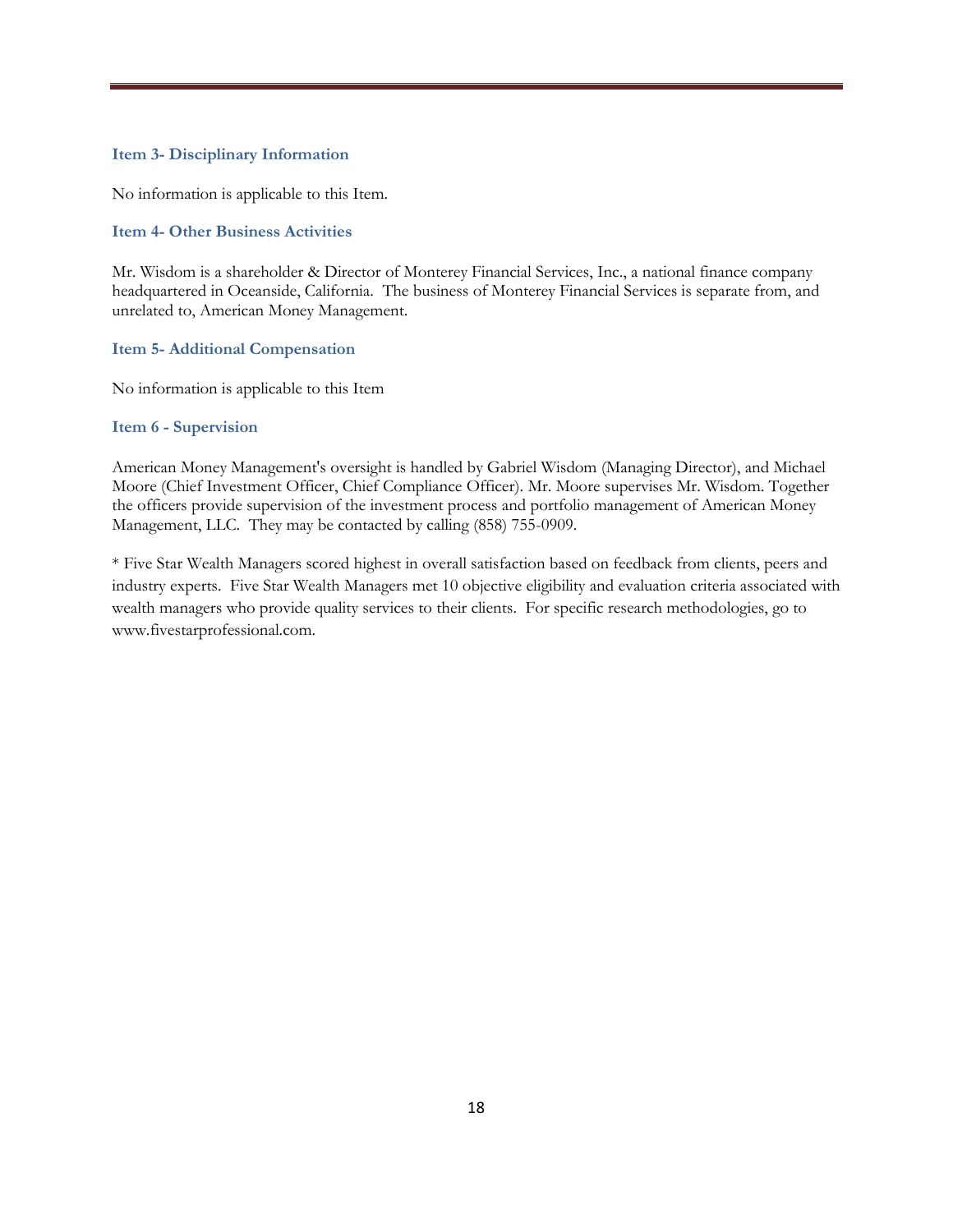### Item 3- Disciplinary Information

No information is applicable to this Item.

### Item 4- Other Business Activities

Mr. Wisdom is a shareholder & Director of Monterey Financial Services, Inc., a national finance company headquartered in Oceanside, California. The business of Monterey Financial Services is separate from, and unrelated to, American Money Management.

### Item 5- Additional Compensation

No information is applicable to this Item

### Item 6 - Supervision

American Money Management's oversight is handled by Gabriel Wisdom (Managing Director), and Michael Moore (Chief Investment Officer, Chief Compliance Officer). Mr. Moore supervises Mr. Wisdom. Together the officers provide supervision of the investment process and portfolio management of American Money Management, LLC. They may be contacted by calling (858) 755-0909.

* Five Star Wealth Managers scored highest in overall satisfaction based on feedback from clients, peers and industry experts. Five Star Wealth Managers met 10 objective eligibility and evaluation criteria associated with wealth managers who provide quality services to their clients. For specific research methodologies, go to www.fivestarprofessional.com.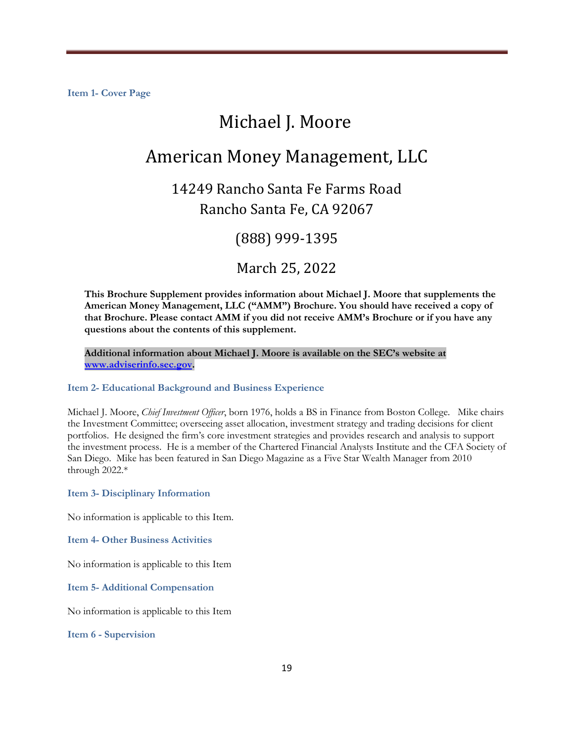### Item 1- Cover Page

# Michael J. Moore

# American Money Management, LLC

## 14249 Rancho Santa Fe Farms Road
## Rancho Santa Fe, CA 92067

## (888) 999-1395

## March 25, 2022

**This Brochure Supplement provides information about Michael J. Moore that supplements the American Money Management, LLC ("AMM") Brochure. You should have received a copy of that Brochure. Please contact AMM if you did not receive AMM's Brochure or if you have any questions about the contents of this supplement.**

**Additional information about Michael J. Moore is available on the SEC's website at [www.adviserinfo.sec.gov](http://www.adviserinfo.sec.gov).**

### Item 2- Educational Background and Business Experience

Michael J. Moore, *Chief Investment Officer*, born 1976, holds a BS in Finance from Boston College. Mike chairs the Investment Committee; overseeing asset allocation, investment strategy and trading decisions for client portfolios. He designed the firm's core investment strategies and provides research and analysis to support the investment process. He is a member of the Chartered Financial Analysts Institute and the CFA Society of San Diego. Mike has been featured in San Diego Magazine as a Five Star Wealth Manager from 2010 through 2022.*

### Item 3- Disciplinary Information

No information is applicable to this Item.

### Item 4- Other Business Activities

No information is applicable to this Item

### Item 5- Additional Compensation

No information is applicable to this Item

### Item 6 - Supervision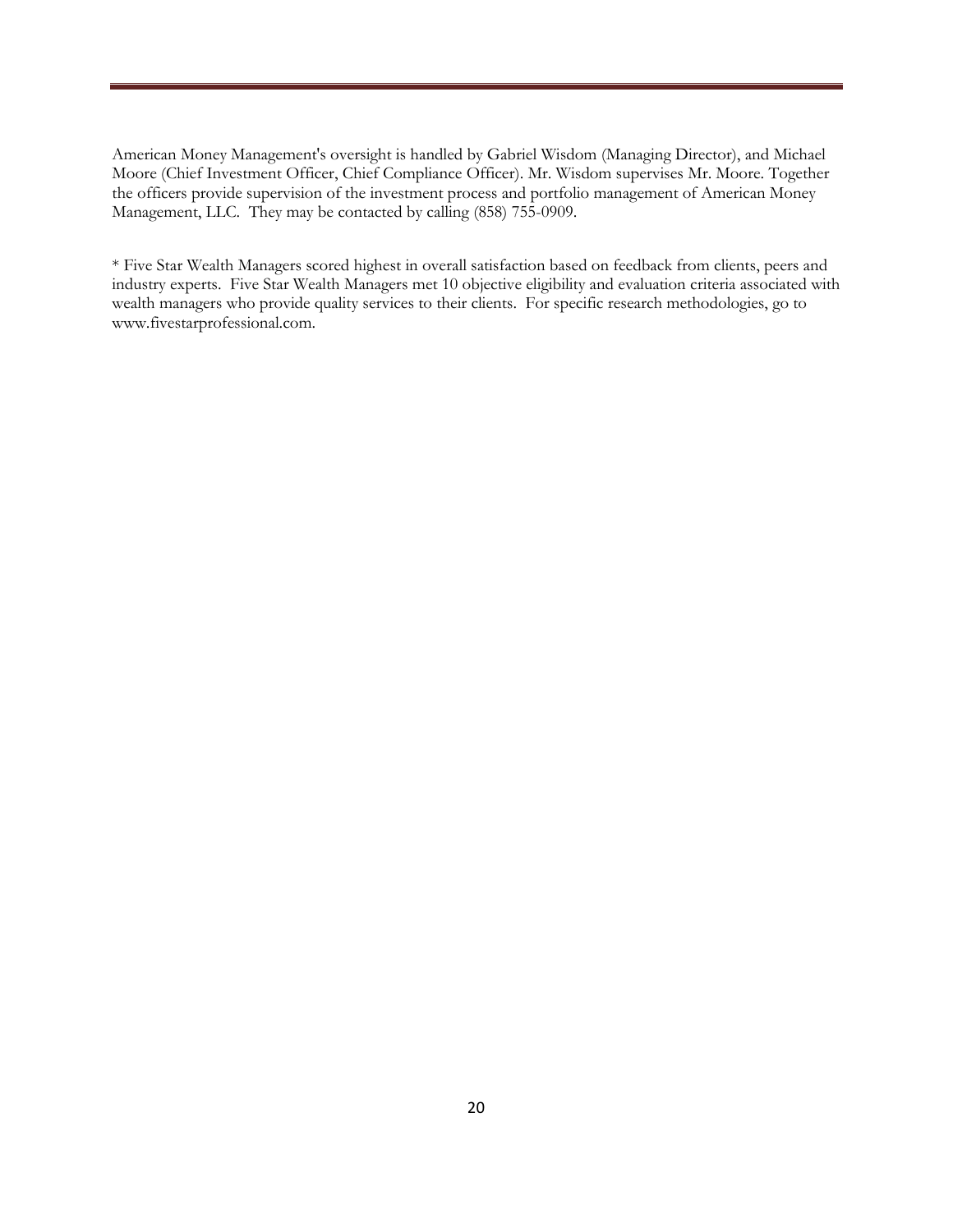American Money Management's oversight is handled by Gabriel Wisdom (Managing Director), and Michael Moore (Chief Investment Officer, Chief Compliance Officer). Mr. Wisdom supervises Mr. Moore. Together the officers provide supervision of the investment process and portfolio management of American Money Management, LLC. They may be contacted by calling (858) 755-0909.

* Five Star Wealth Managers scored highest in overall satisfaction based on feedback from clients, peers and industry experts. Five Star Wealth Managers met 10 objective eligibility and evaluation criteria associated with wealth managers who provide quality services to their clients. For specific research methodologies, go to www.fivestarprofessional.com.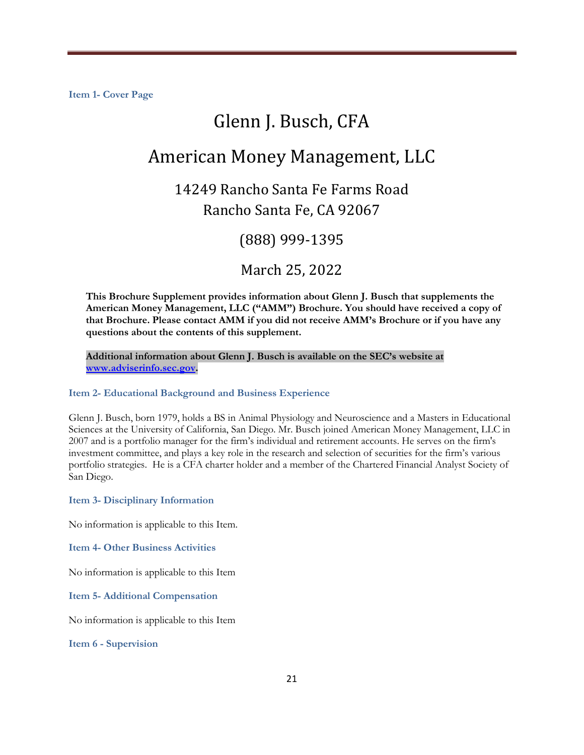### Item 1- Cover Page

# Glenn J. Busch, CFA

# American Money Management, LLC

## 14249 Rancho Santa Fe Farms Road
## Rancho Santa Fe, CA 92067

## (888) 999-1395

## March 25, 2022

**This Brochure Supplement provides information about Glenn J. Busch that supplements the American Money Management, LLC ("AMM") Brochure. You should have received a copy of that Brochure. Please contact AMM if you did not receive AMM's Brochure or if you have any questions about the contents of this supplement.**

**Additional information about Glenn J. Busch is available on the SEC's website at [www.adviserinfo.sec.gov](http://www.adviserinfo.sec.gov).**

### Item 2- Educational Background and Business Experience

Glenn J. Busch, born 1979, holds a BS in Animal Physiology and Neuroscience and a Masters in Educational Sciences at the University of California, San Diego. Mr. Busch joined American Money Management, LLC in 2007 and is a portfolio manager for the firm's individual and retirement accounts. He serves on the firm's investment committee, and plays a key role in the research and selection of securities for the firm's various portfolio strategies. He is a CFA charter holder and a member of the Chartered Financial Analyst Society of San Diego.

### Item 3- Disciplinary Information

No information is applicable to this Item.

### Item 4- Other Business Activities

No information is applicable to this Item

### Item 5- Additional Compensation

No information is applicable to this Item

### Item 6 - Supervision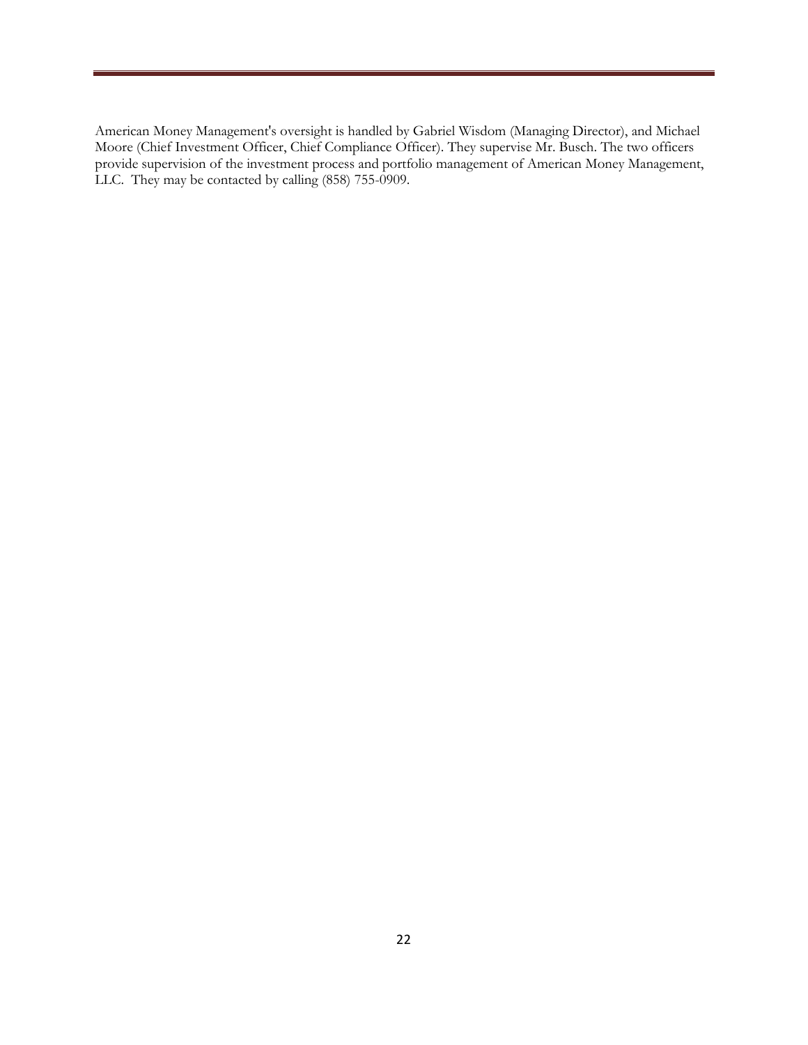American Money Management's oversight is handled by Gabriel Wisdom (Managing Director), and Michael Moore (Chief Investment Officer, Chief Compliance Officer). They supervise Mr. Busch. The two officers provide supervision of the investment process and portfolio management of American Money Management, LLC. They may be contacted by calling (858) 755-0909.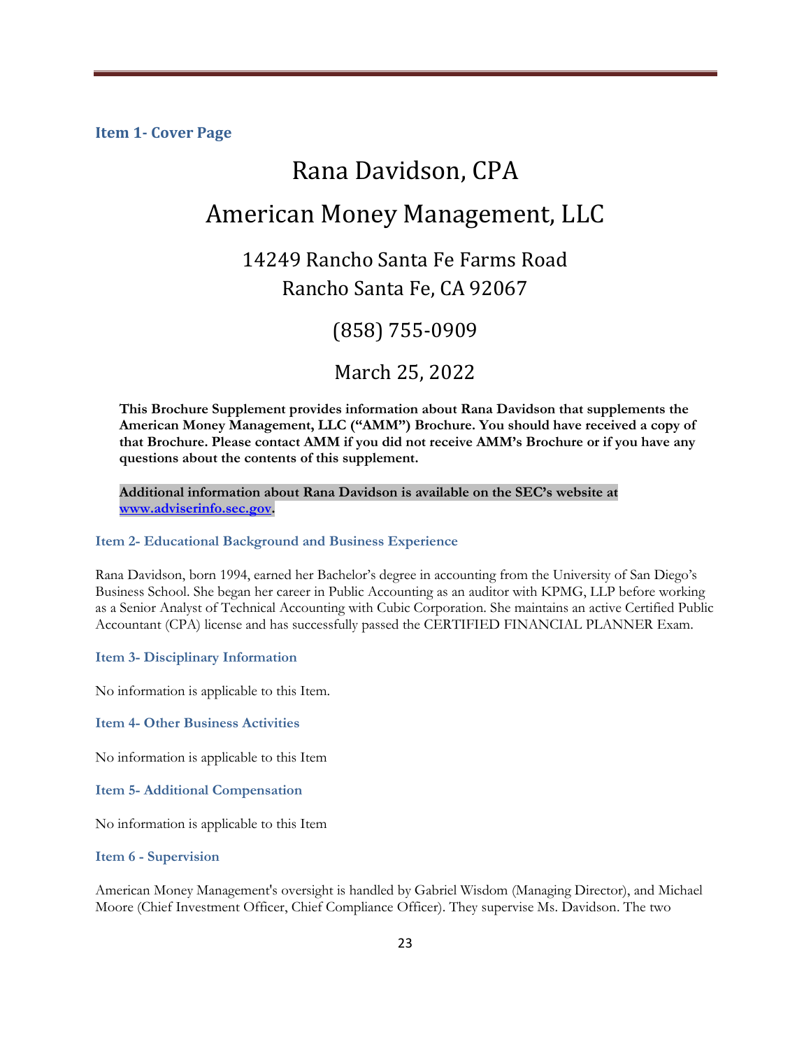### Item 1- Cover Page

# Rana Davidson, CPA

# American Money Management, LLC

## 14249 Rancho Santa Fe Farms Road
## Rancho Santa Fe, CA 92067

## (858) 755-0909

## March 25, 2022

**This Brochure Supplement provides information about Rana Davidson that supplements the American Money Management, LLC ("AMM") Brochure. You should have received a copy of that Brochure. Please contact AMM if you did not receive AMM's Brochure or if you have any questions about the contents of this supplement.**

**Additional information about Rana Davidson is available on the SEC's website at [www.adviserinfo.sec.gov](http://www.adviserinfo.sec.gov).**

### Item 2- Educational Background and Business Experience

Rana Davidson, born 1994, earned her Bachelor's degree in accounting from the University of San Diego's Business School. She began her career in Public Accounting as an auditor with KPMG, LLP before working as a Senior Analyst of Technical Accounting with Cubic Corporation. She maintains an active Certified Public Accountant (CPA) license and has successfully passed the CERTIFIED FINANCIAL PLANNER Exam.

### Item 3- Disciplinary Information

No information is applicable to this Item.

### Item 4- Other Business Activities

No information is applicable to this Item

### Item 5- Additional Compensation

No information is applicable to this Item

### Item 6 - Supervision

American Money Management's oversight is handled by Gabriel Wisdom (Managing Director), and Michael Moore (Chief Investment Officer, Chief Compliance Officer). They supervise Ms. Davidson. The two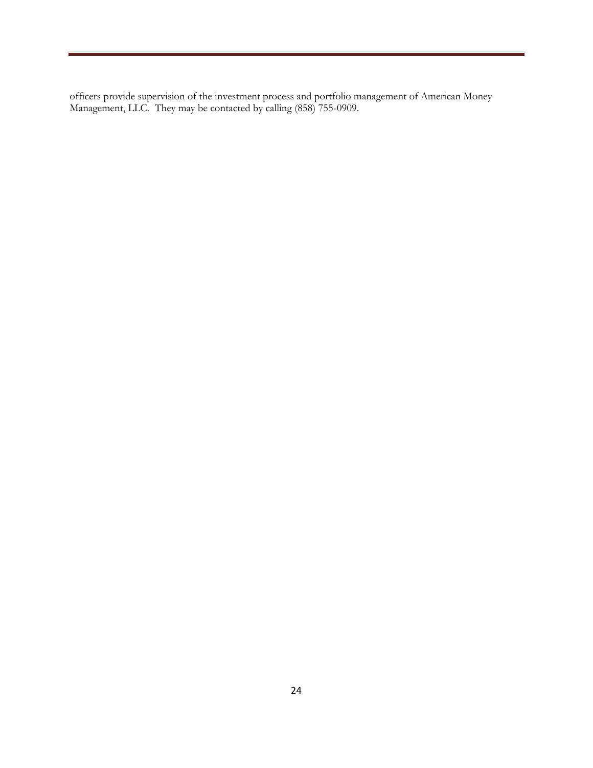officers provide supervision of the investment process and portfolio management of American Money Management, LLC. They may be contacted by calling (858) 755-0909.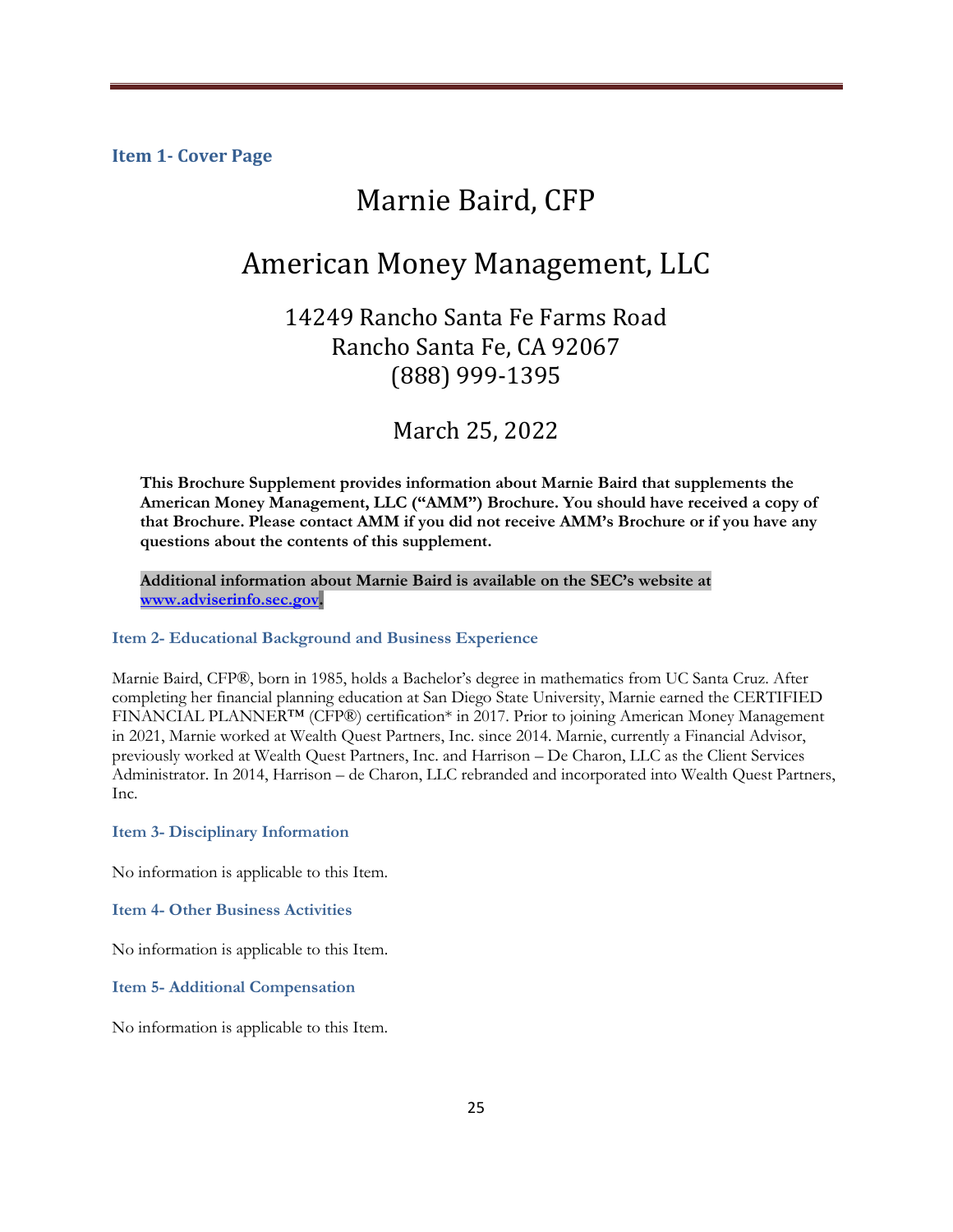## Item 1- Cover Page

# Marnie Baird, CFP

# American Money Management, LLC

14249 Rancho Santa Fe Farms Road
Rancho Santa Fe, CA 92067
(888) 999-1395

March 25, 2022

**This Brochure Supplement provides information about Marnie Baird that supplements the American Money Management, LLC ("AMM") Brochure. You should have received a copy of that Brochure. Please contact AMM if you did not receive AMM's Brochure or if you have any questions about the contents of this supplement.**

**Additional information about Marnie Baird is available on the SEC's website at www.adviserinfo.sec.gov.**

## Item 2- Educational Background and Business Experience

Marnie Baird, CFP®, born in 1985, holds a Bachelor's degree in mathematics from UC Santa Cruz. After completing her financial planning education at San Diego State University, Marnie earned the CERTIFIED FINANCIAL PLANNER™ (CFP®) certification* in 2017. Prior to joining American Money Management in 2021, Marnie worked at Wealth Quest Partners, Inc. since 2014. Marnie, currently a Financial Advisor, previously worked at Wealth Quest Partners, Inc. and Harrison – De Charon, LLC as the Client Services Administrator. In 2014, Harrison – de Charon, LLC rebranded and incorporated into Wealth Quest Partners, Inc.

## Item 3- Disciplinary Information

No information is applicable to this Item.

## Item 4- Other Business Activities

No information is applicable to this Item.

## Item 5- Additional Compensation

No information is applicable to this Item.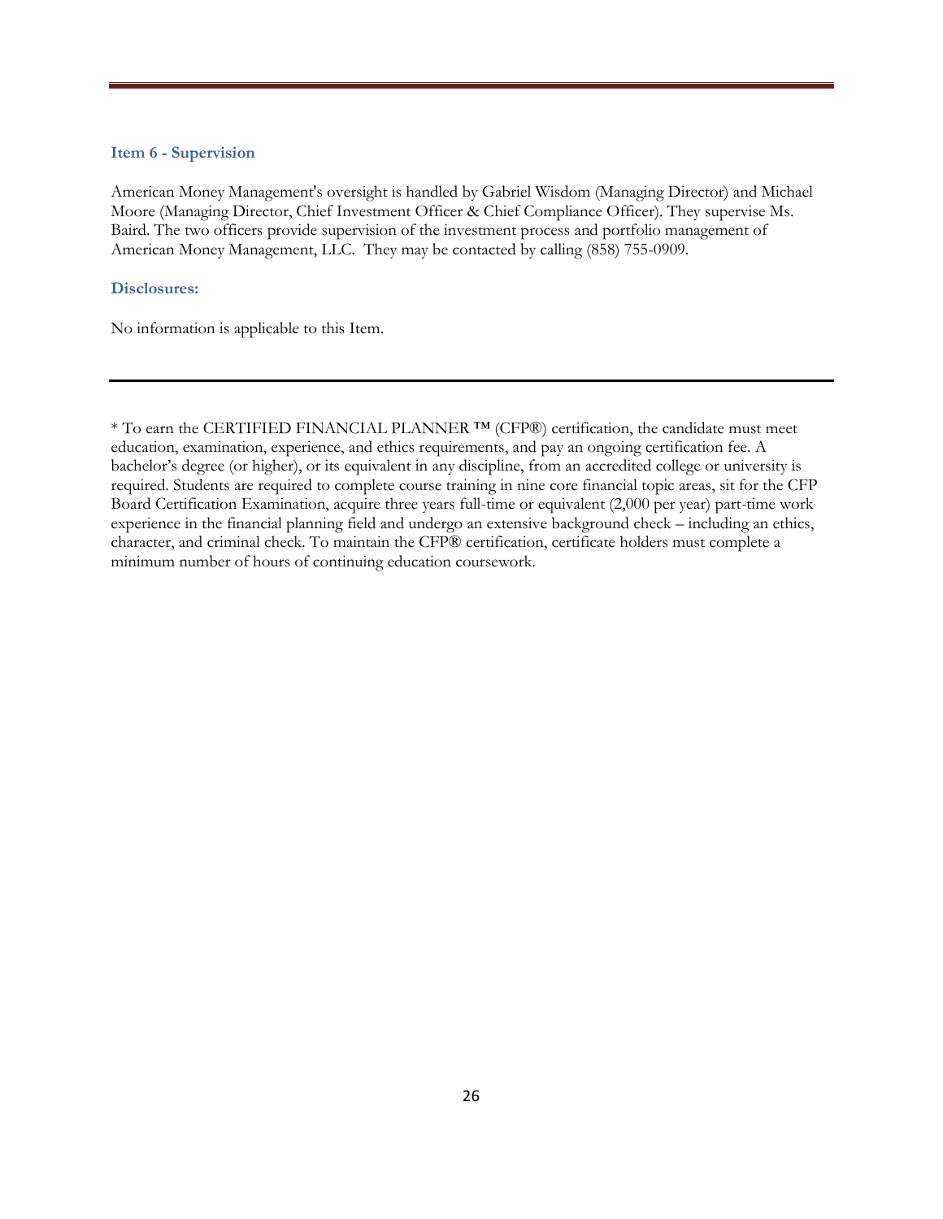### Item 6 - Supervision

American Money Management's oversight is handled by Gabriel Wisdom (Managing Director) and Michael Moore (Managing Director, Chief Investment Officer & Chief Compliance Officer). They supervise Ms. Baird. The two officers provide supervision of the investment process and portfolio management of American Money Management, LLC. They may be contacted by calling (858) 755-0909.

### Disclosures:

No information is applicable to this Item.

---

* To earn the CERTIFIED FINANCIAL PLANNER ™ (CFP®) certification, the candidate must meet education, examination, experience, and ethics requirements, and pay an ongoing certification fee. A bachelor's degree (or higher), or its equivalent in any discipline, from an accredited college or university is required. Students are required to complete course training in nine core financial topic areas, sit for the CFP Board Certification Examination, acquire three years full-time or equivalent (2,000 per year) part-time work experience in the financial planning field and undergo an extensive background check – including an ethics, character, and criminal check. To maintain the CFP® certification, certificate holders must complete a minimum number of hours of continuing education coursework.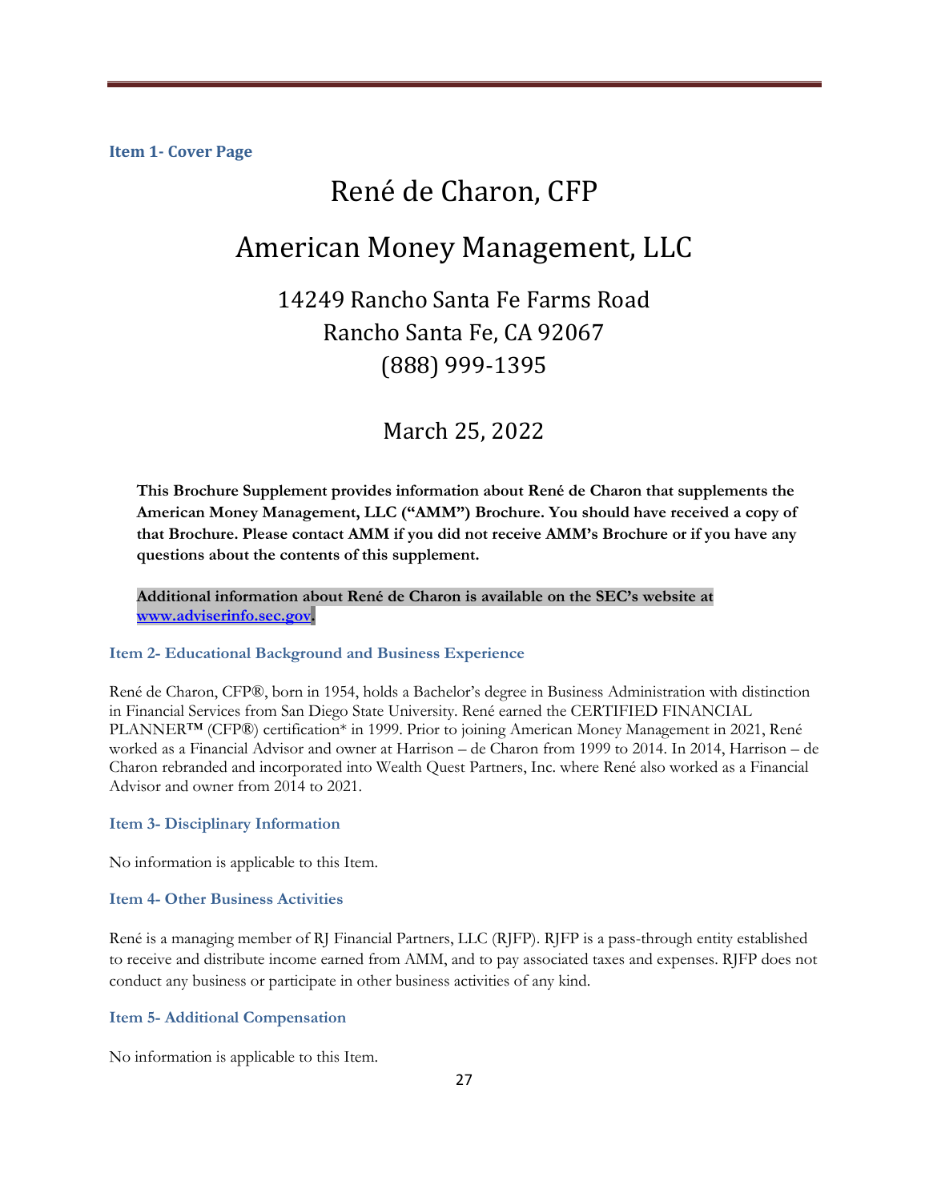### Item 1- Cover Page

# René de Charon, CFP

# American Money Management, LLC

14249 Rancho Santa Fe Farms Road
Rancho Santa Fe, CA 92067
(888) 999-1395

March 25, 2022

**This Brochure Supplement provides information about René de Charon that supplements the American Money Management, LLC ("AMM") Brochure. You should have received a copy of that Brochure. Please contact AMM if you did not receive AMM's Brochure or if you have any questions about the contents of this supplement.**

**Additional information about René de Charon is available on the SEC's website at [www.adviserinfo.sec.gov](http://www.adviserinfo.sec.gov).**

### Item 2- Educational Background and Business Experience

René de Charon, CFP®, born in 1954, holds a Bachelor's degree in Business Administration with distinction in Financial Services from San Diego State University. René earned the CERTIFIED FINANCIAL PLANNER™ (CFP®) certification* in 1999. Prior to joining American Money Management in 2021, René worked as a Financial Advisor and owner at Harrison – de Charon from 1999 to 2014. In 2014, Harrison – de Charon rebranded and incorporated into Wealth Quest Partners, Inc. where René also worked as a Financial Advisor and owner from 2014 to 2021.

### Item 3- Disciplinary Information

No information is applicable to this Item.

### Item 4- Other Business Activities

René is a managing member of RJ Financial Partners, LLC (RJFP). RJFP is a pass-through entity established to receive and distribute income earned from AMM, and to pay associated taxes and expenses. RJFP does not conduct any business or participate in other business activities of any kind.

### Item 5- Additional Compensation

No information is applicable to this Item.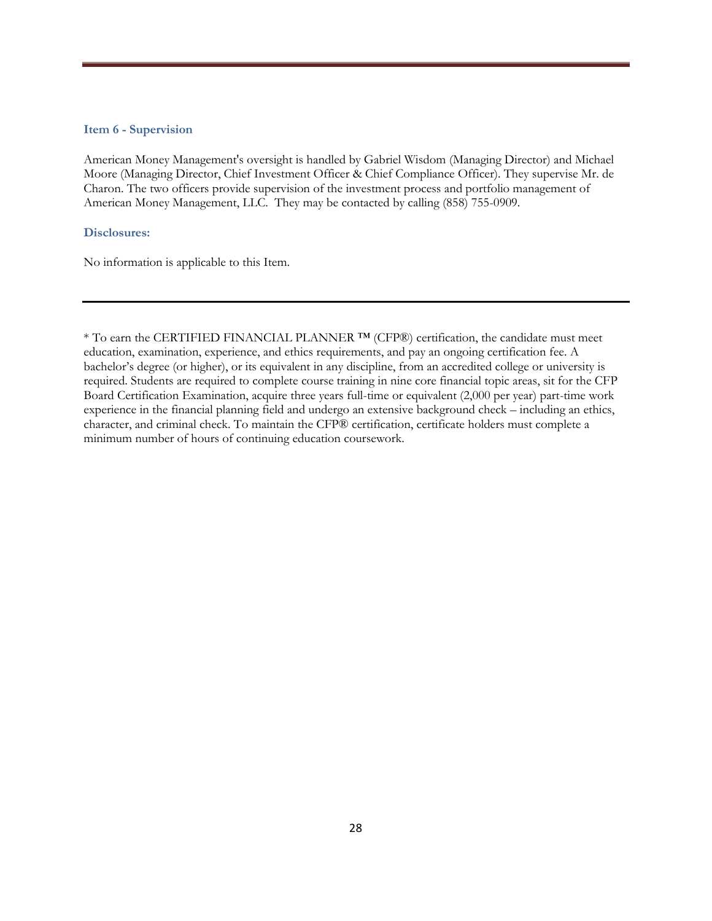### Item 6 - Supervision

American Money Management's oversight is handled by Gabriel Wisdom (Managing Director) and Michael Moore (Managing Director, Chief Investment Officer & Chief Compliance Officer). They supervise Mr. de Charon. The two officers provide supervision of the investment process and portfolio management of American Money Management, LLC. They may be contacted by calling (858) 755-0909.

### Disclosures:

No information is applicable to this Item.

---

* To earn the CERTIFIED FINANCIAL PLANNER ™ (CFP®) certification, the candidate must meet education, examination, experience, and ethics requirements, and pay an ongoing certification fee. A bachelor's degree (or higher), or its equivalent in any discipline, from an accredited college or university is required. Students are required to complete course training in nine core financial topic areas, sit for the CFP Board Certification Examination, acquire three years full-time or equivalent (2,000 per year) part-time work experience in the financial planning field and undergo an extensive background check – including an ethics, character, and criminal check. To maintain the CFP® certification, certificate holders must complete a minimum number of hours of continuing education coursework.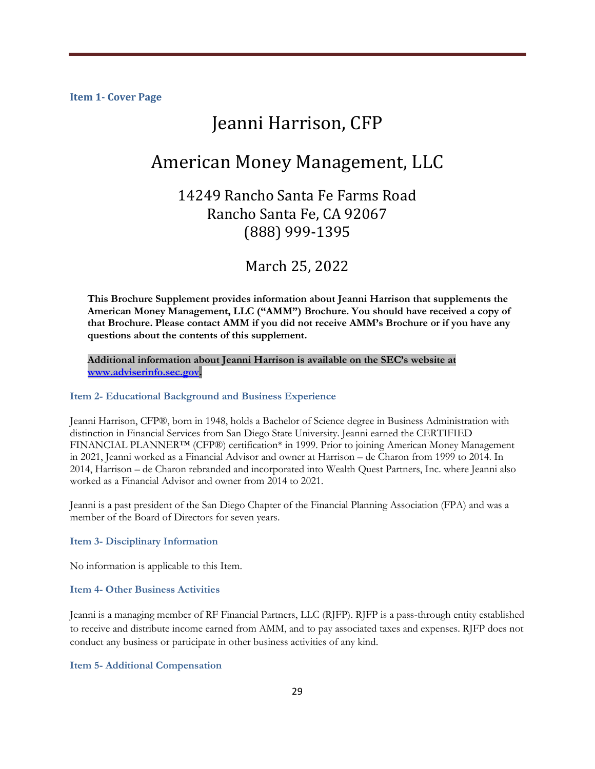### Item 1- Cover Page

# Jeanni Harrison, CFP

## American Money Management, LLC

14249 Rancho Santa Fe Farms Road
Rancho Santa Fe, CA 92067
(888) 999-1395

March 25, 2022

**This Brochure Supplement provides information about Jeanni Harrison that supplements the American Money Management, LLC ("AMM") Brochure. You should have received a copy of that Brochure. Please contact AMM if you did not receive AMM's Brochure or if you have any questions about the contents of this supplement.**

**Additional information about Jeanni Harrison is available on the SEC's website at [www.adviserinfo.sec.gov](http://www.adviserinfo.sec.gov).**

### Item 2- Educational Background and Business Experience

Jeanni Harrison, CFP®, born in 1948, holds a Bachelor of Science degree in Business Administration with distinction in Financial Services from San Diego State University. Jeanni earned the CERTIFIED FINANCIAL PLANNER™ (CFP®) certification* in 1999. Prior to joining American Money Management in 2021, Jeanni worked as a Financial Advisor and owner at Harrison – de Charon from 1999 to 2014. In 2014, Harrison – de Charon rebranded and incorporated into Wealth Quest Partners, Inc. where Jeanni also worked as a Financial Advisor and owner from 2014 to 2021.

Jeanni is a past president of the San Diego Chapter of the Financial Planning Association (FPA) and was a member of the Board of Directors for seven years.

### Item 3- Disciplinary Information

No information is applicable to this Item.

### Item 4- Other Business Activities

Jeanni is a managing member of RF Financial Partners, LLC (RJFP). RJFP is a pass-through entity established to receive and distribute income earned from AMM, and to pay associated taxes and expenses. RJFP does not conduct any business or participate in other business activities of any kind.

### Item 5- Additional Compensation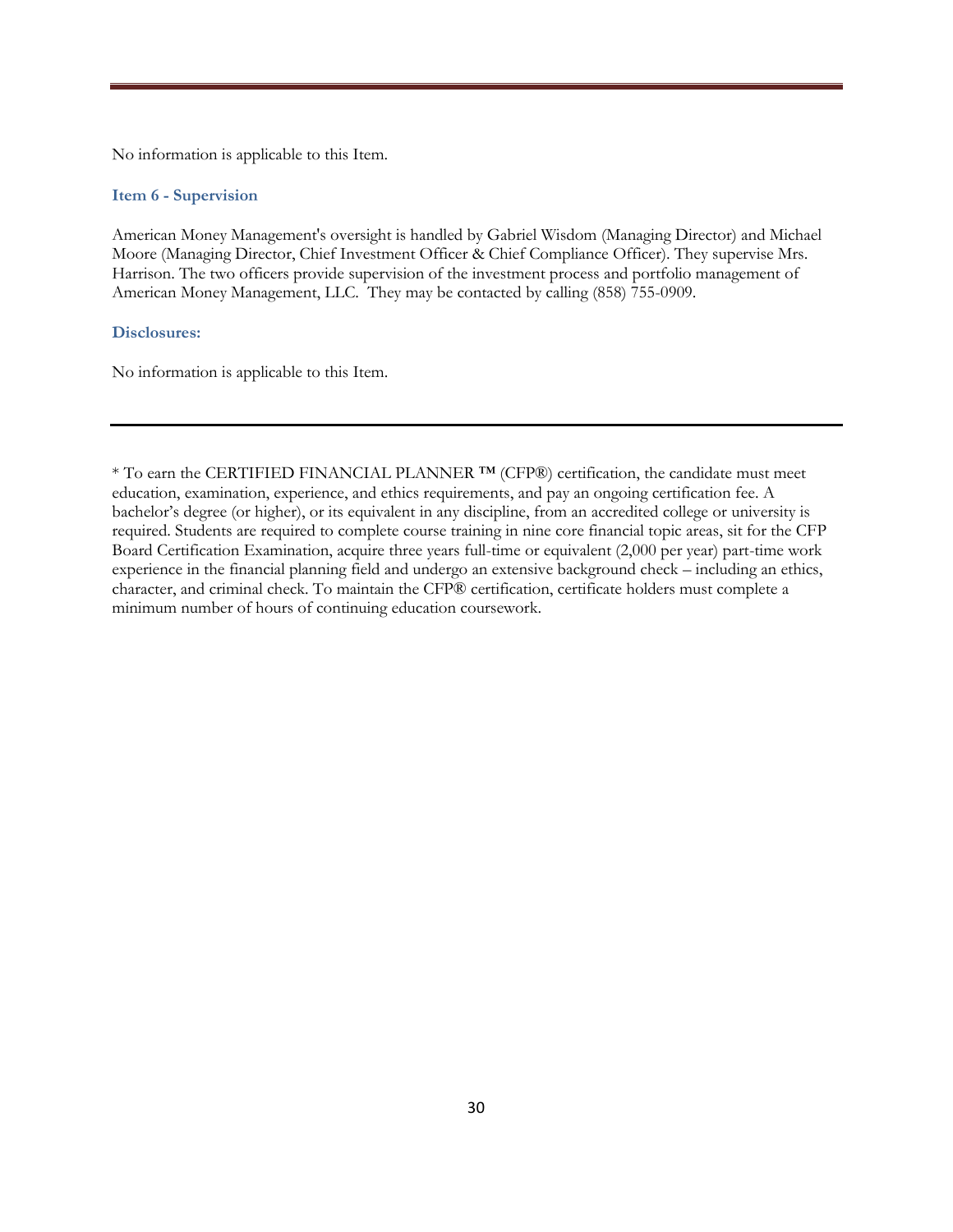No information is applicable to this Item.

### Item 6 - Supervision

American Money Management's oversight is handled by Gabriel Wisdom (Managing Director) and Michael Moore (Managing Director, Chief Investment Officer & Chief Compliance Officer). They supervise Mrs. Harrison. The two officers provide supervision of the investment process and portfolio management of American Money Management, LLC. They may be contacted by calling (858) 755-0909.

### Disclosures:

No information is applicable to this Item.

---

* To earn the CERTIFIED FINANCIAL PLANNER ™ (CFP®) certification, the candidate must meet education, examination, experience, and ethics requirements, and pay an ongoing certification fee. A bachelor's degree (or higher), or its equivalent in any discipline, from an accredited college or university is required. Students are required to complete course training in nine core financial topic areas, sit for the CFP Board Certification Examination, acquire three years full-time or equivalent (2,000 per year) part-time work experience in the financial planning field and undergo an extensive background check – including an ethics, character, and criminal check. To maintain the CFP® certification, certificate holders must complete a minimum number of hours of continuing education coursework.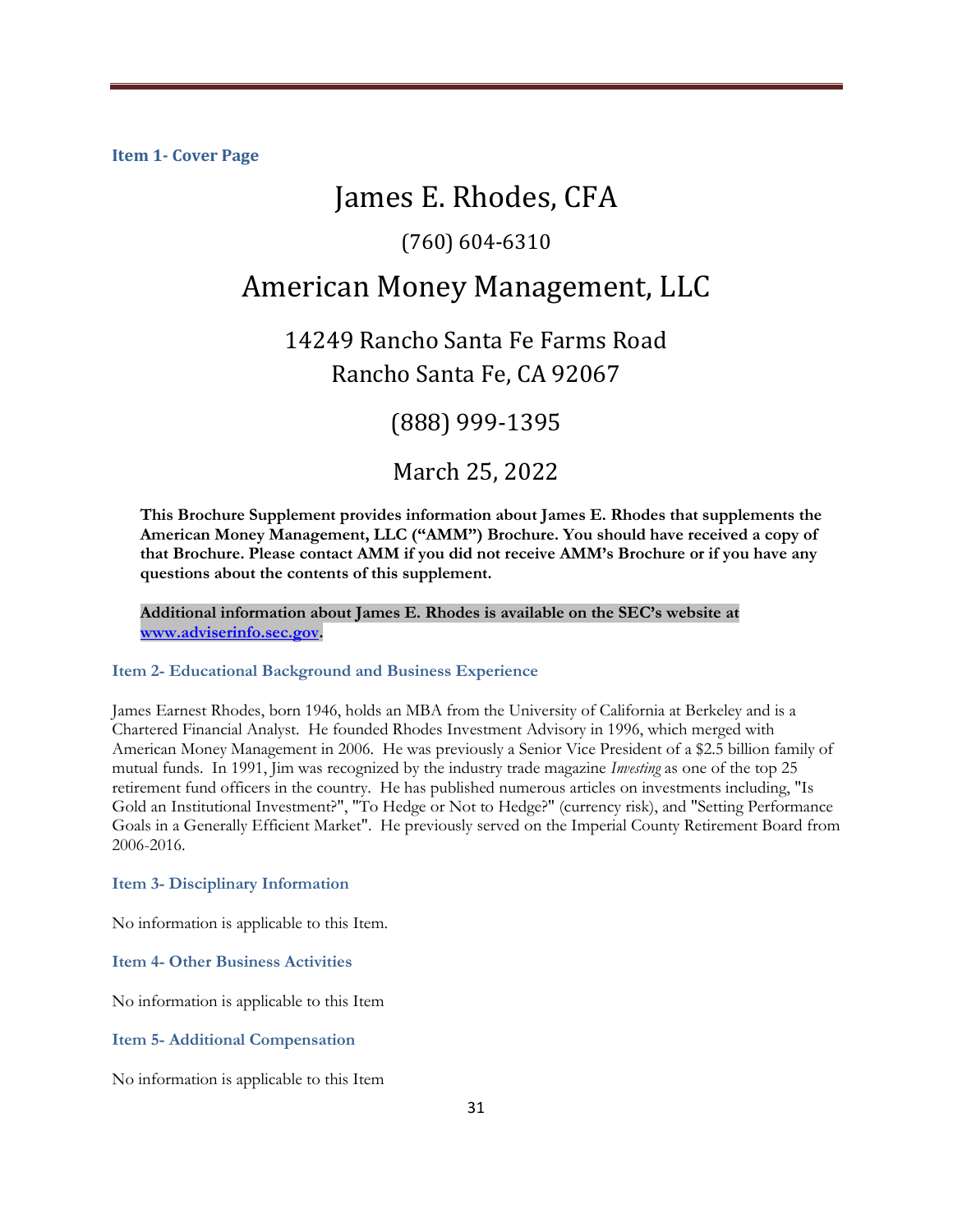## Item 1- Cover Page

# James E. Rhodes, CFA

(760) 604-6310

# American Money Management, LLC

14249 Rancho Santa Fe Farms Road
Rancho Santa Fe, CA 92067

(888) 999-1395

March 25, 2022

**This Brochure Supplement provides information about James E. Rhodes that supplements the American Money Management, LLC ("AMM") Brochure. You should have received a copy of that Brochure. Please contact AMM if you did not receive AMM's Brochure or if you have any questions about the contents of this supplement.**

**Additional information about James E. Rhodes is available on the SEC's website at www.adviserinfo.sec.gov.**

## Item 2- Educational Background and Business Experience

James Earnest Rhodes, born 1946, holds an MBA from the University of California at Berkeley and is a Chartered Financial Analyst. He founded Rhodes Investment Advisory in 1996, which merged with American Money Management in 2006. He was previously a Senior Vice President of a $2.5 billion family of mutual funds. In 1991, Jim was recognized by the industry trade magazine *Investing* as one of the top 25 retirement fund officers in the country. He has published numerous articles on investments including, "Is Gold an Institutional Investment?", "To Hedge or Not to Hedge?" (currency risk), and "Setting Performance Goals in a Generally Efficient Market". He previously served on the Imperial County Retirement Board from 2006-2016.

## Item 3- Disciplinary Information

No information is applicable to this Item.

## Item 4- Other Business Activities

No information is applicable to this Item

## Item 5- Additional Compensation

No information is applicable to this Item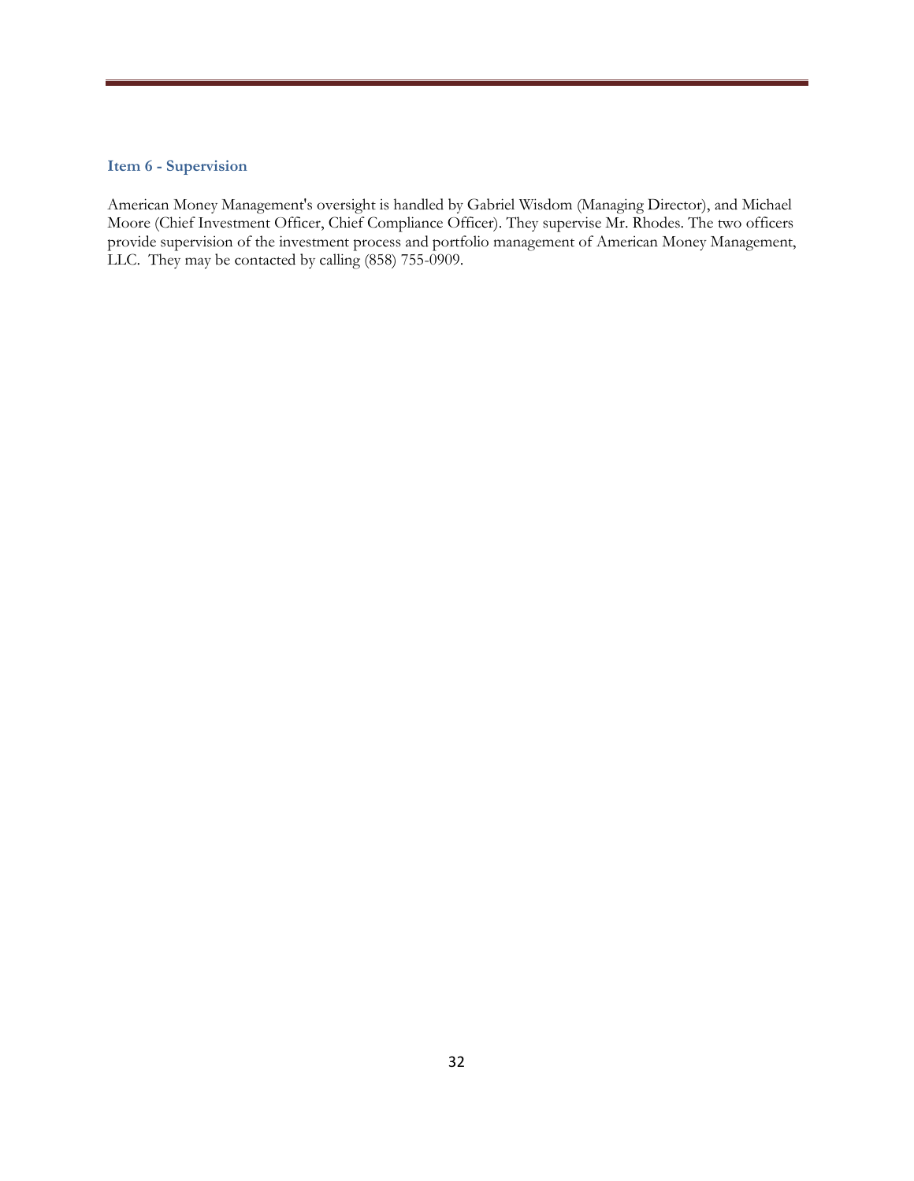### Item 6 - Supervision

American Money Management's oversight is handled by Gabriel Wisdom (Managing Director), and Michael Moore (Chief Investment Officer, Chief Compliance Officer). They supervise Mr. Rhodes. The two officers provide supervision of the investment process and portfolio management of American Money Management, LLC. They may be contacted by calling (858) 755-0909.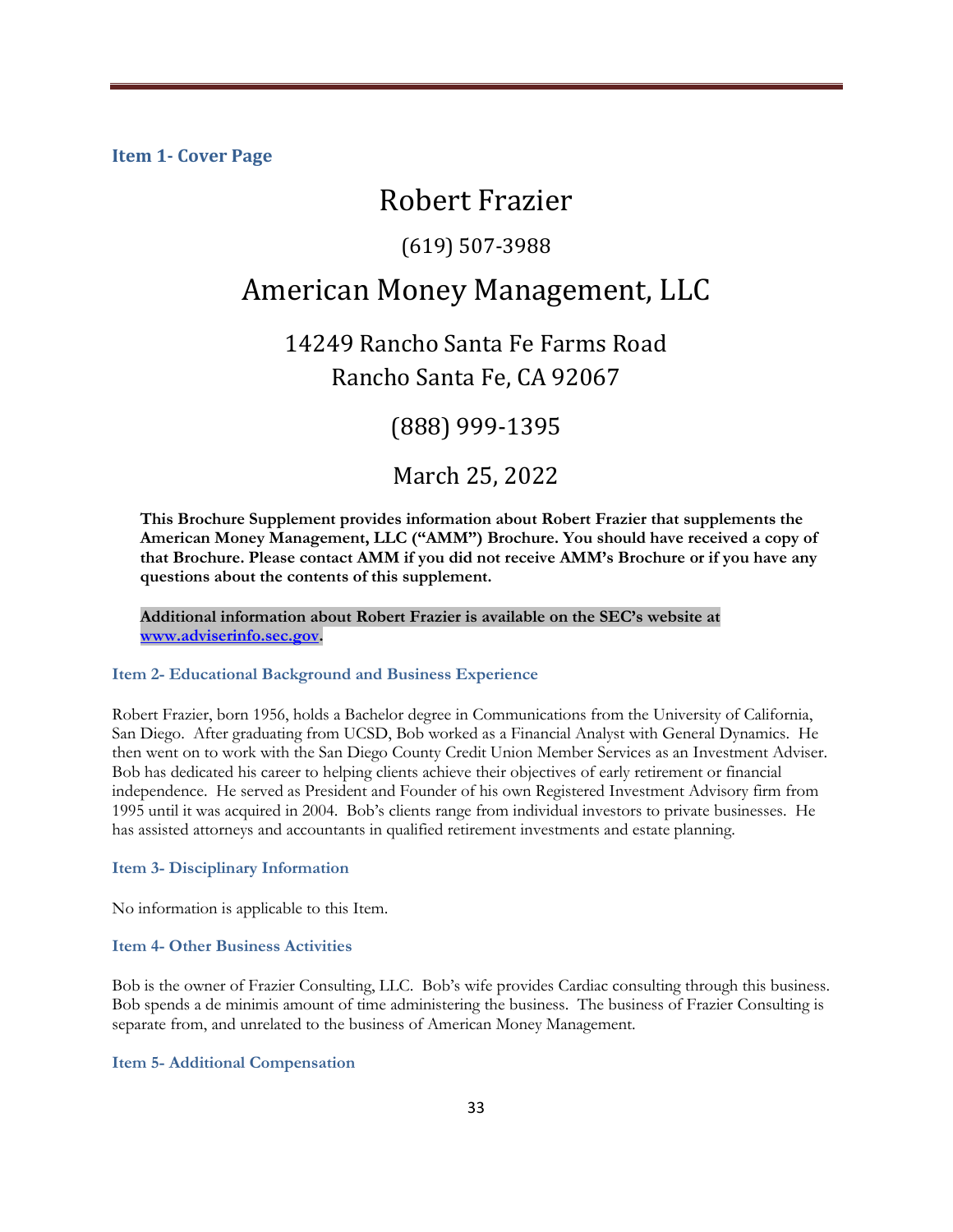### Item 1- Cover Page

# Robert Frazier

(619) 507-3988

# American Money Management, LLC

14249 Rancho Santa Fe Farms Road
Rancho Santa Fe, CA 92067

(888) 999-1395

March 25, 2022

**This Brochure Supplement provides information about Robert Frazier that supplements the American Money Management, LLC ("AMM") Brochure. You should have received a copy of that Brochure. Please contact AMM if you did not receive AMM's Brochure or if you have any questions about the contents of this supplement.**

**Additional information about Robert Frazier is available on the SEC's website at [www.adviserinfo.sec.gov](http://www.adviserinfo.sec.gov).**

### Item 2- Educational Background and Business Experience

Robert Frazier, born 1956, holds a Bachelor degree in Communications from the University of California, San Diego. After graduating from UCSD, Bob worked as a Financial Analyst with General Dynamics. He then went on to work with the San Diego County Credit Union Member Services as an Investment Adviser. Bob has dedicated his career to helping clients achieve their objectives of early retirement or financial independence. He served as President and Founder of his own Registered Investment Advisory firm from 1995 until it was acquired in 2004. Bob's clients range from individual investors to private businesses. He has assisted attorneys and accountants in qualified retirement investments and estate planning.

### Item 3- Disciplinary Information

No information is applicable to this Item.

### Item 4- Other Business Activities

Bob is the owner of Frazier Consulting, LLC. Bob's wife provides Cardiac consulting through this business. Bob spends a de minimis amount of time administering the business. The business of Frazier Consulting is separate from, and unrelated to the business of American Money Management.

### Item 5- Additional Compensation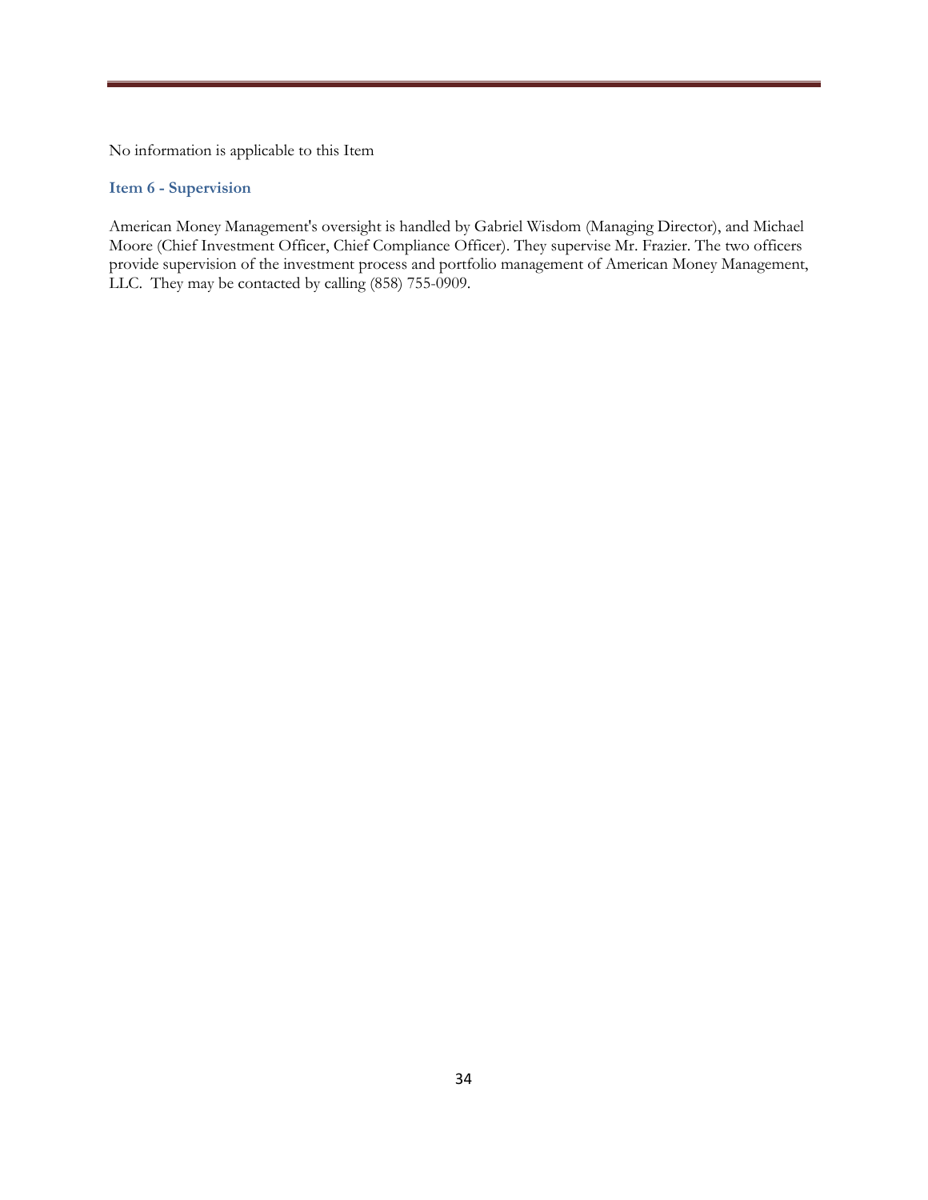No information is applicable to this Item

### Item 6 - Supervision

American Money Management's oversight is handled by Gabriel Wisdom (Managing Director), and Michael Moore (Chief Investment Officer, Chief Compliance Officer). They supervise Mr. Frazier. The two officers provide supervision of the investment process and portfolio management of American Money Management, LLC. They may be contacted by calling (858) 755-0909.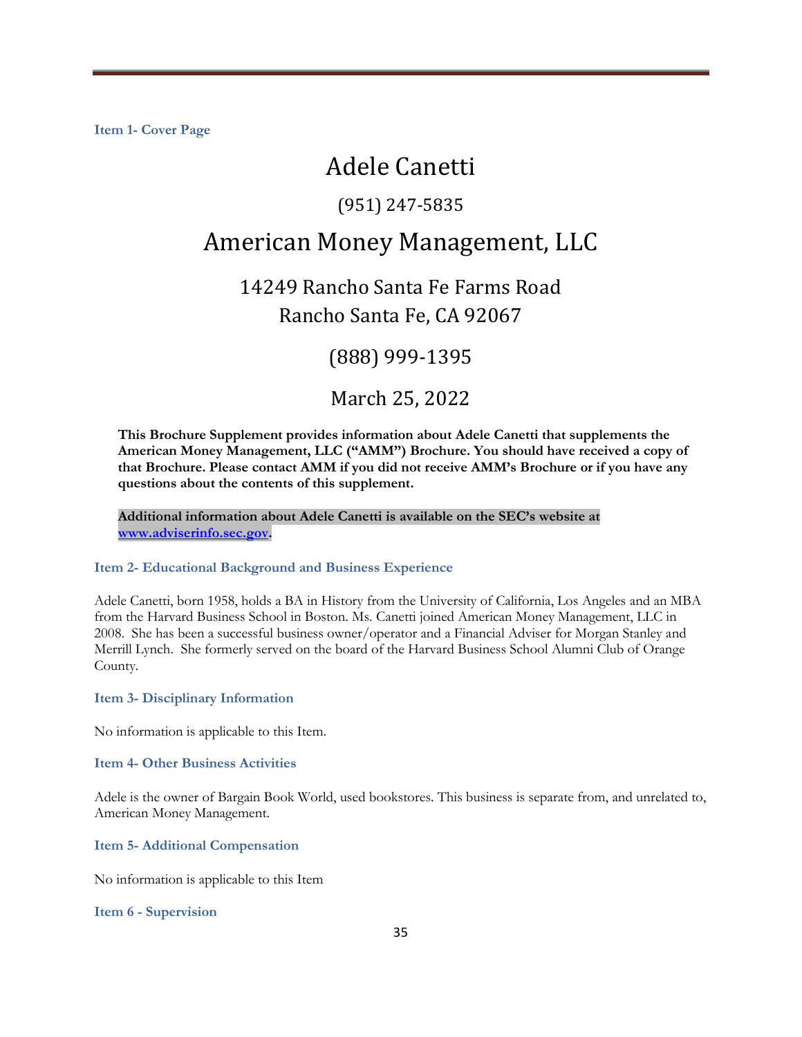**Item 1- Cover Page**

# Adele Canetti

(951) 247-5835

# American Money Management, LLC

14249 Rancho Santa Fe Farms Road
Rancho Santa Fe, CA 92067

(888) 999-1395

March 25, 2022

**This Brochure Supplement provides information about Adele Canetti that supplements the American Money Management, LLC ("AMM") Brochure. You should have received a copy of that Brochure. Please contact AMM if you did not receive AMM's Brochure or if you have any questions about the contents of this supplement.**

**Additional information about Adele Canetti is available on the SEC's website at [www.adviserinfo.sec.gov](http://www.adviserinfo.sec.gov).**

### Item 2- Educational Background and Business Experience

Adele Canetti, born 1958, holds a BA in History from the University of California, Los Angeles and an MBA from the Harvard Business School in Boston. Ms. Canetti joined American Money Management, LLC in 2008. She has been a successful business owner/operator and a Financial Adviser for Morgan Stanley and Merrill Lynch. She formerly served on the board of the Harvard Business School Alumni Club of Orange County.

### Item 3- Disciplinary Information

No information is applicable to this Item.

### Item 4- Other Business Activities

Adele is the owner of Bargain Book World, used bookstores. This business is separate from, and unrelated to, American Money Management.

### Item 5- Additional Compensation

No information is applicable to this Item

### Item 6 - Supervision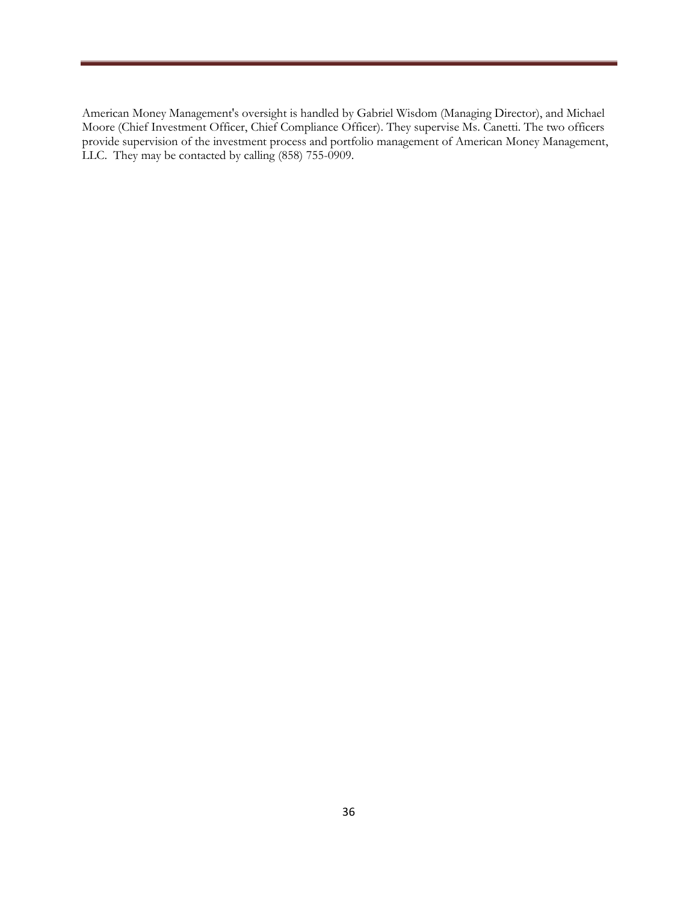American Money Management's oversight is handled by Gabriel Wisdom (Managing Director), and Michael Moore (Chief Investment Officer, Chief Compliance Officer). They supervise Ms. Canetti. The two officers provide supervision of the investment process and portfolio management of American Money Management, LLC. They may be contacted by calling (858) 755-0909.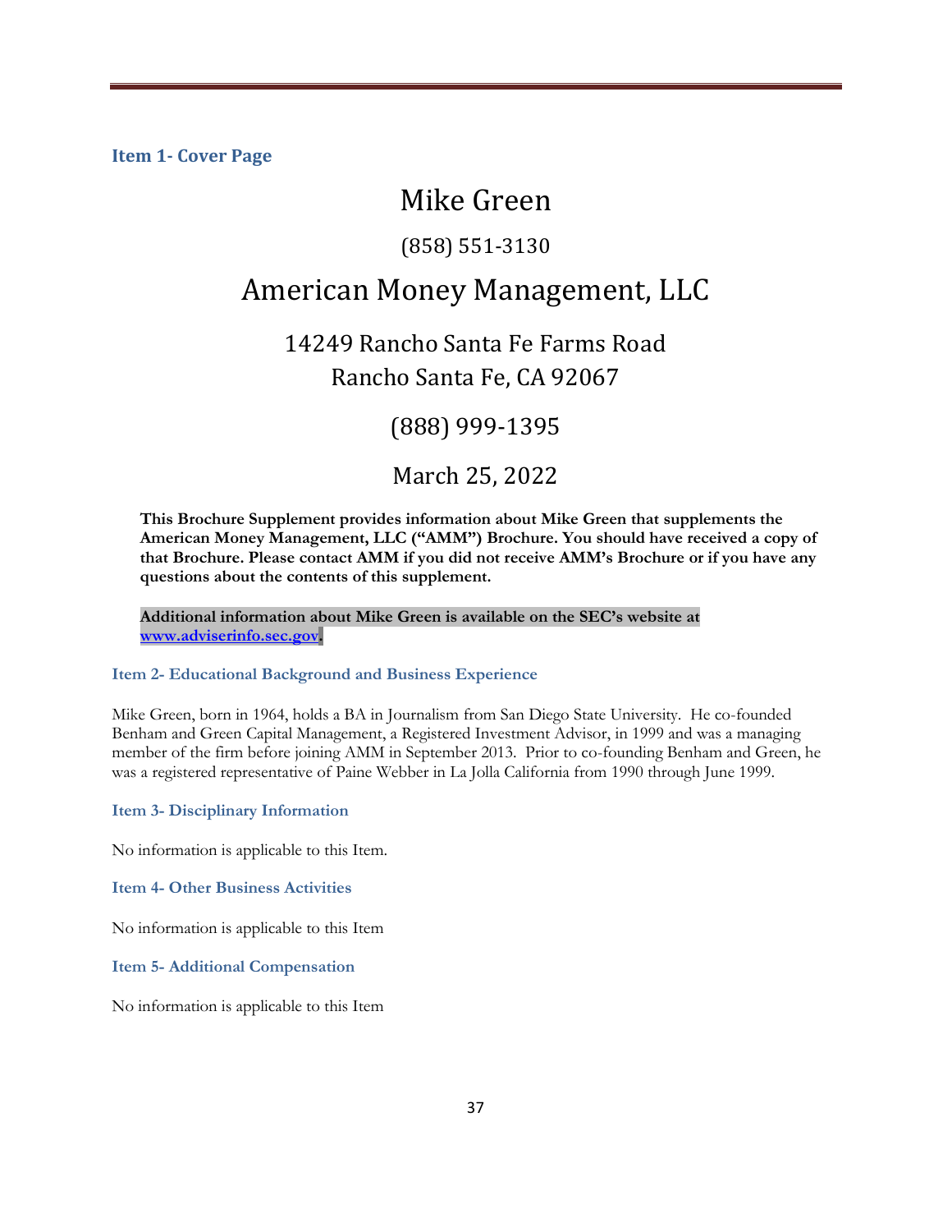### Item 1- Cover Page

# Mike Green

(858) 551-3130

# American Money Management, LLC

14249 Rancho Santa Fe Farms Road
Rancho Santa Fe, CA 92067

(888) 999-1395

March 25, 2022

**This Brochure Supplement provides information about Mike Green that supplements the American Money Management, LLC ("AMM") Brochure. You should have received a copy of that Brochure. Please contact AMM if you did not receive AMM's Brochure or if you have any questions about the contents of this supplement.**

**Additional information about Mike Green is available on the SEC's website at [www.adviserinfo.sec.gov](http://www.adviserinfo.sec.gov).**

### Item 2- Educational Background and Business Experience

Mike Green, born in 1964, holds a BA in Journalism from San Diego State University. He co-founded Benham and Green Capital Management, a Registered Investment Advisor, in 1999 and was a managing member of the firm before joining AMM in September 2013. Prior to co-founding Benham and Green, he was a registered representative of Paine Webber in La Jolla California from 1990 through June 1999.

### Item 3- Disciplinary Information

No information is applicable to this Item.

### Item 4- Other Business Activities

No information is applicable to this Item

### Item 5- Additional Compensation

No information is applicable to this Item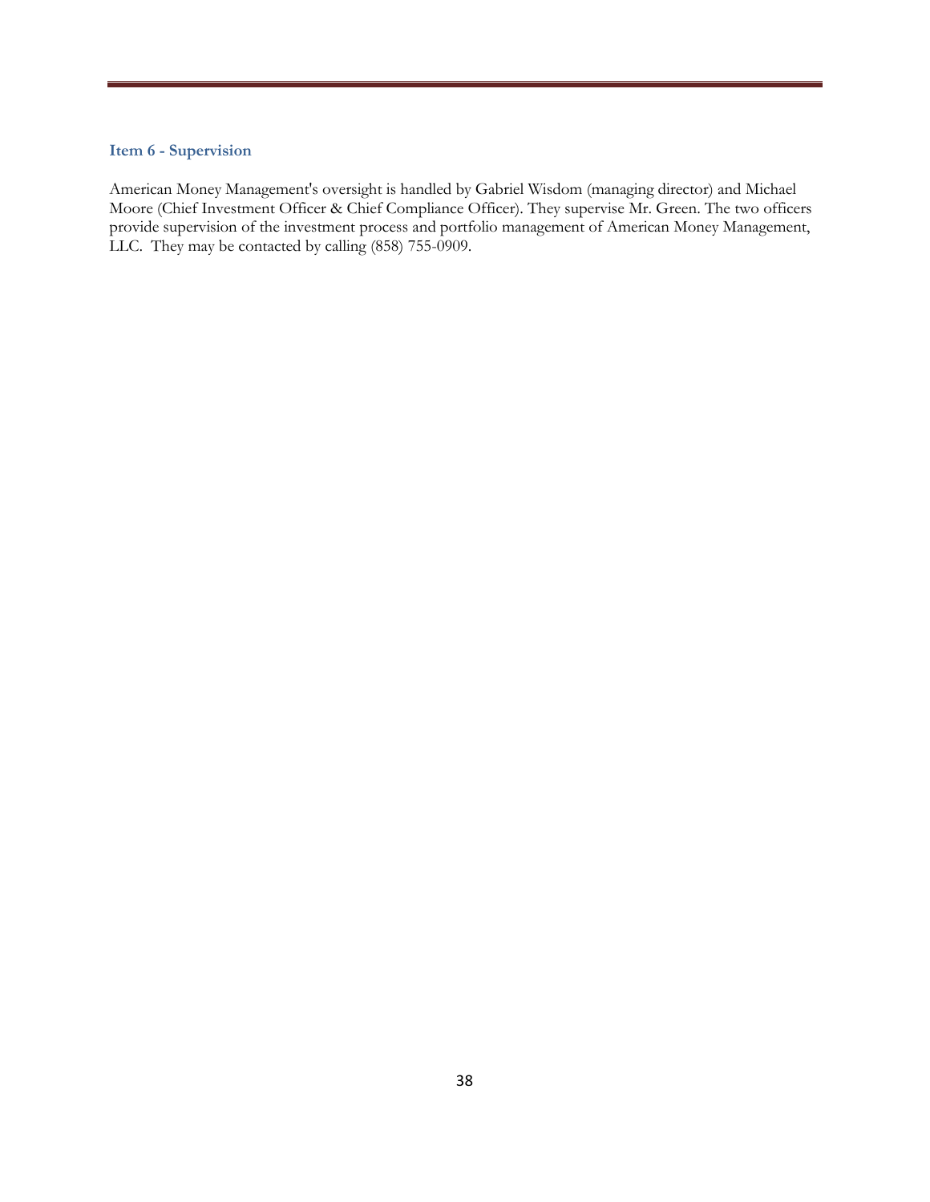### Item 6 - Supervision

American Money Management's oversight is handled by Gabriel Wisdom (managing director) and Michael Moore (Chief Investment Officer & Chief Compliance Officer). They supervise Mr. Green. The two officers provide supervision of the investment process and portfolio management of American Money Management, LLC. They may be contacted by calling (858) 755-0909.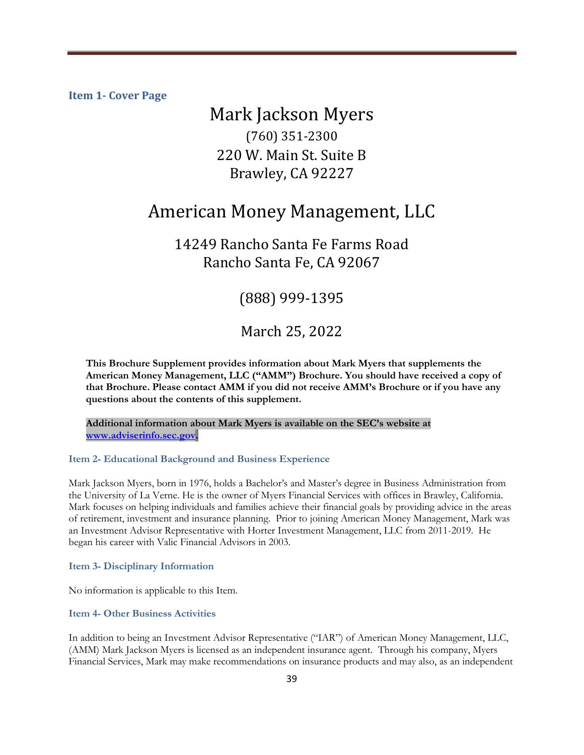### Item 1- Cover Page

# Mark Jackson Myers

(760) 351-2300
220 W. Main St. Suite B
Brawley, CA 92227

## American Money Management, LLC

14249 Rancho Santa Fe Farms Road
Rancho Santa Fe, CA 92067

(888) 999-1395

March 25, 2022

**This Brochure Supplement provides information about Mark Myers that supplements the American Money Management, LLC ("AMM") Brochure. You should have received a copy of that Brochure. Please contact AMM if you did not receive AMM's Brochure or if you have any questions about the contents of this supplement.**

**Additional information about Mark Myers is available on the SEC's website at [www.adviserinfo.sec.gov](http://www.adviserinfo.sec.gov).**

### Item 2- Educational Background and Business Experience

Mark Jackson Myers, born in 1976, holds a Bachelor's and Master's degree in Business Administration from the University of La Verne. He is the owner of Myers Financial Services with offices in Brawley, California. Mark focuses on helping individuals and families achieve their financial goals by providing advice in the areas of retirement, investment and insurance planning. Prior to joining American Money Management, Mark was an Investment Advisor Representative with Horter Investment Management, LLC from 2011-2019. He began his career with Valic Financial Advisors in 2003.

### Item 3- Disciplinary Information

No information is applicable to this Item.

### Item 4- Other Business Activities

In addition to being an Investment Advisor Representative ("IAR") of American Money Management, LLC, (AMM) Mark Jackson Myers is licensed as an independent insurance agent. Through his company, Myers Financial Services, Mark may make recommendations on insurance products and may also, as an independent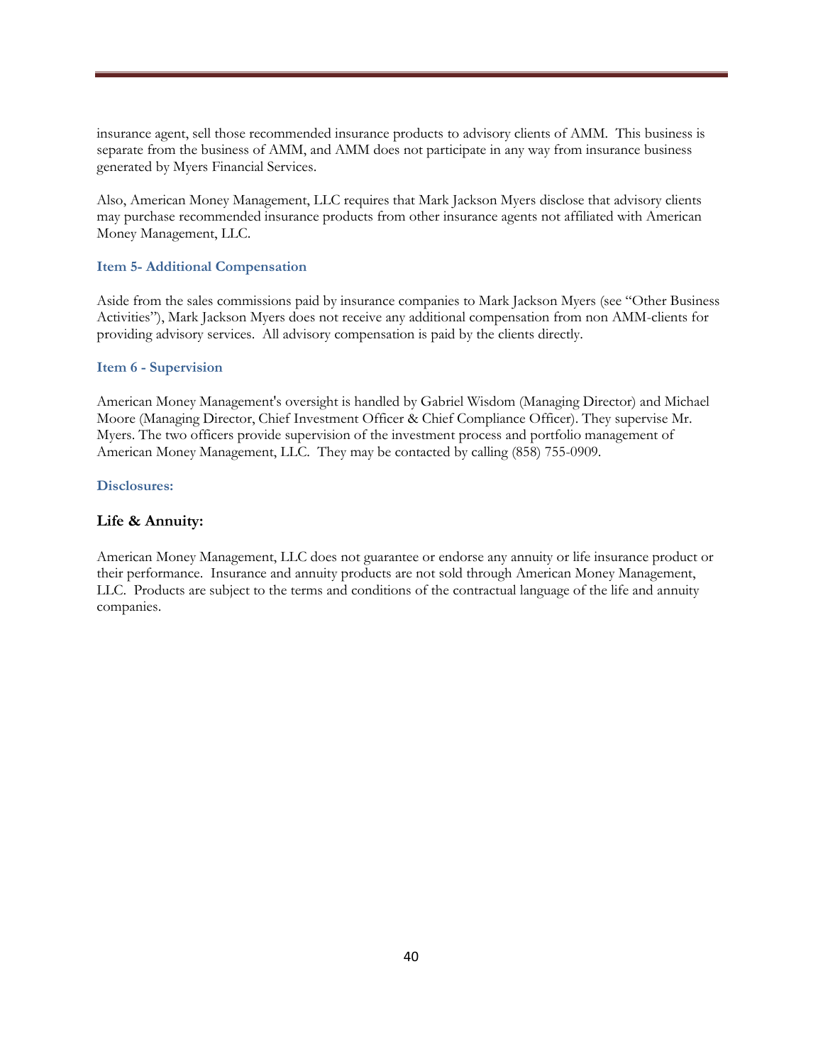insurance agent, sell those recommended insurance products to advisory clients of AMM. This business is separate from the business of AMM, and AMM does not participate in any way from insurance business generated by Myers Financial Services.

Also, American Money Management, LLC requires that Mark Jackson Myers disclose that advisory clients may purchase recommended insurance products from other insurance agents not affiliated with American Money Management, LLC.

### Item 5- Additional Compensation

Aside from the sales commissions paid by insurance companies to Mark Jackson Myers (see "Other Business Activities"), Mark Jackson Myers does not receive any additional compensation from non AMM-clients for providing advisory services. All advisory compensation is paid by the clients directly.

### Item 6 - Supervision

American Money Management's oversight is handled by Gabriel Wisdom (Managing Director) and Michael Moore (Managing Director, Chief Investment Officer & Chief Compliance Officer). They supervise Mr. Myers. The two officers provide supervision of the investment process and portfolio management of American Money Management, LLC. They may be contacted by calling (858) 755-0909.

### Disclosures:

### Life & Annuity:

American Money Management, LLC does not guarantee or endorse any annuity or life insurance product or their performance. Insurance and annuity products are not sold through American Money Management, LLC. Products are subject to the terms and conditions of the contractual language of the life and annuity companies.